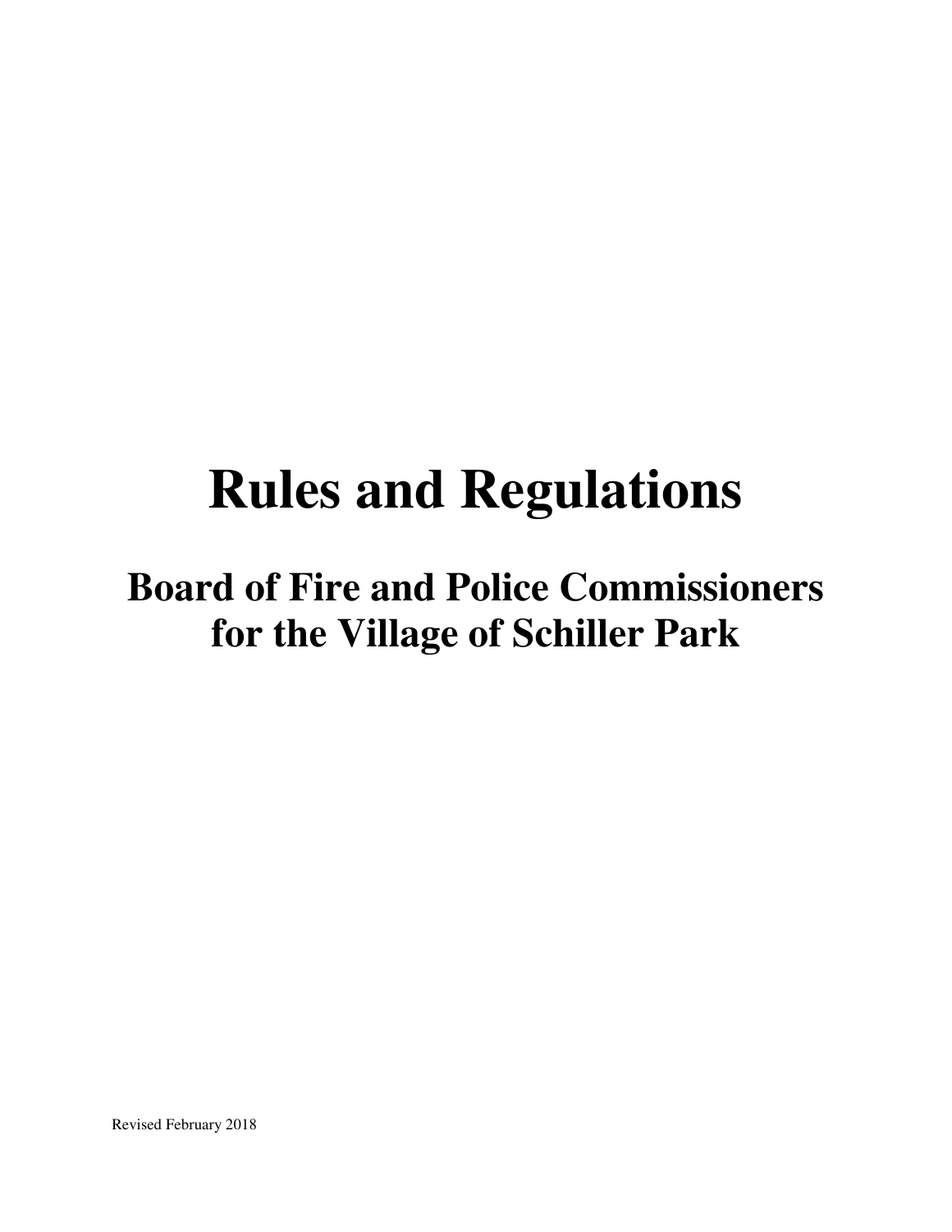# Rules and Regulations

## Board of Fire and Police Commissioners for the Village of Schiller Park

Revised February 2018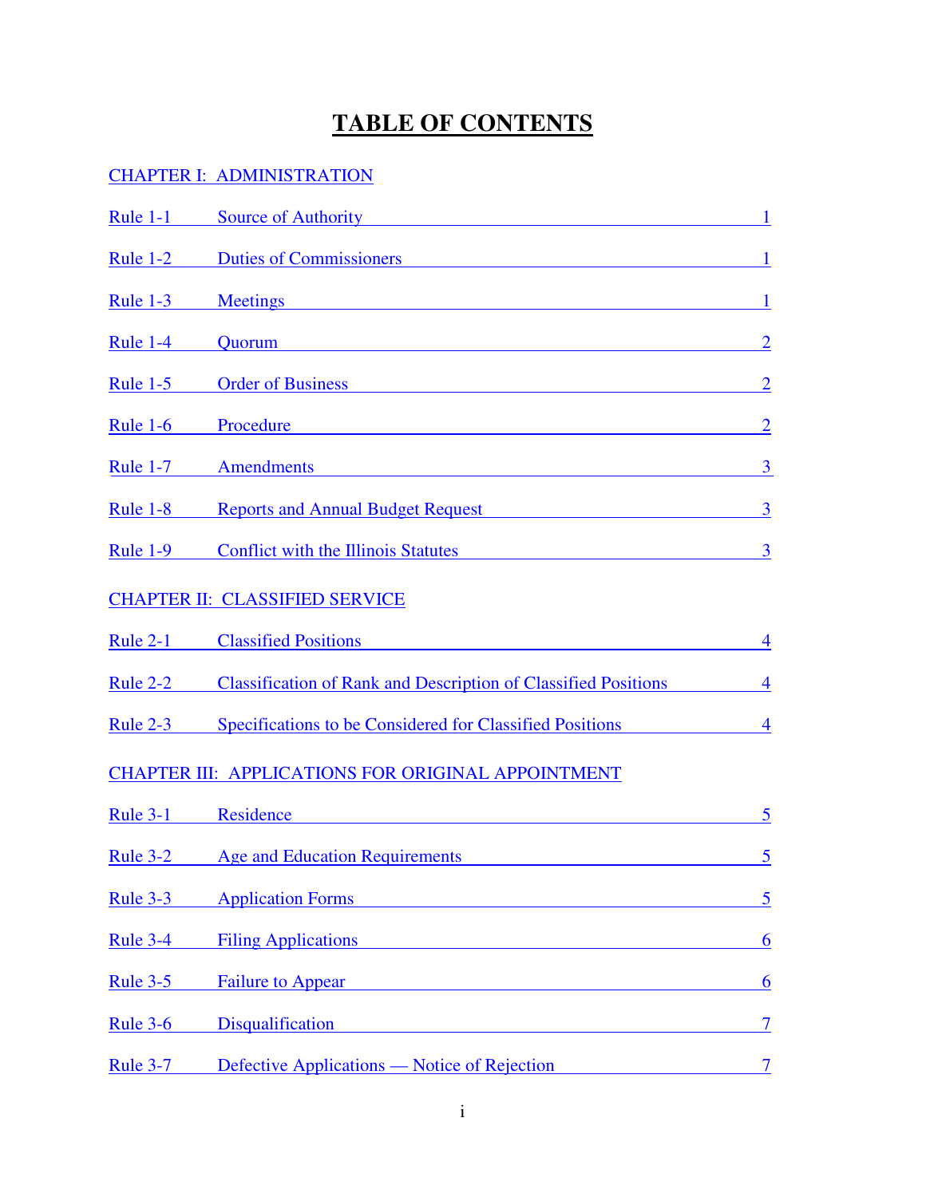# TABLE OF CONTENTS

CHAPTER I: ADMINISTRATION

| | | |
|---|---|---|
| Rule 1-1 | Source of Authority | 1 |
| Rule 1-2 | Duties of Commissioners | 1 |
| Rule 1-3 | Meetings | 1 |
| Rule 1-4 | Quorum | 2 |
| Rule 1-5 | Order of Business | 2 |
| Rule 1-6 | Procedure | 2 |
| Rule 1-7 | Amendments | 3 |
| Rule 1-8 | Reports and Annual Budget Request | 3 |
| Rule 1-9 | Conflict with the Illinois Statutes | 3 |

CHAPTER II: CLASSIFIED SERVICE

| | | |
|---|---|---|
| Rule 2-1 | Classified Positions | 4 |
| Rule 2-2 | Classification of Rank and Description of Classified Positions | 4 |
| Rule 2-3 | Specifications to be Considered for Classified Positions | 4 |

CHAPTER III: APPLICATIONS FOR ORIGINAL APPOINTMENT

| | | |
|---|---|---|
| Rule 3-1 | Residence | 5 |
| Rule 3-2 | Age and Education Requirements | 5 |
| Rule 3-3 | Application Forms | 5 |
| Rule 3-4 | Filing Applications | 6 |
| Rule 3-5 | Failure to Appear | 6 |
| Rule 3-6 | Disqualification | 7 |
| Rule 3-7 | Defective Applications — Notice of Rejection | 7 |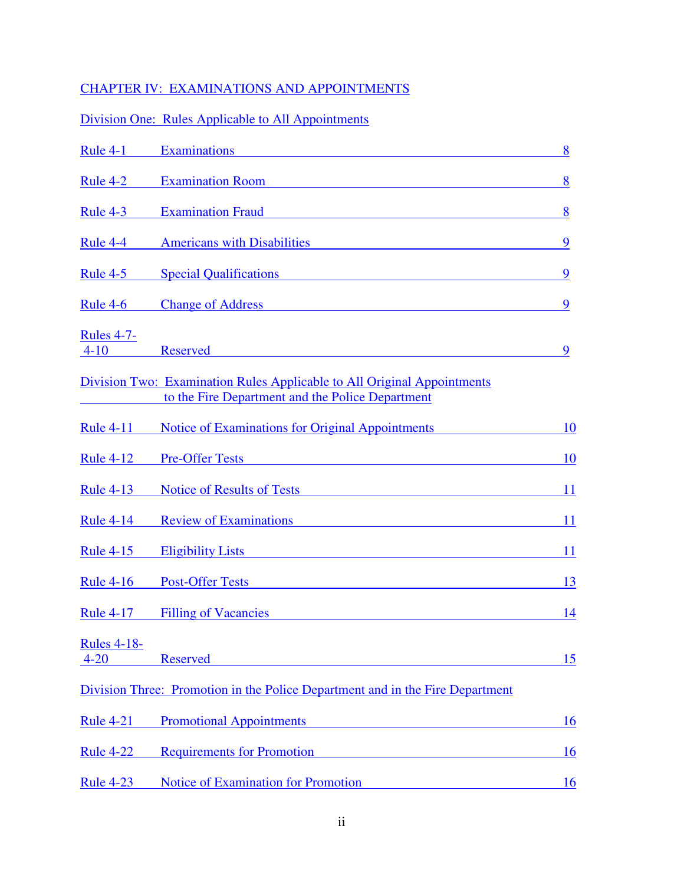CHAPTER IV: EXAMINATIONS AND APPOINTMENTS

Division One: Rules Applicable to All Appointments

| | | |
|---|---|---|
| Rule 4-1 | Examinations | 8 |
| Rule 4-2 | Examination Room | 8 |
| Rule 4-3 | Examination Fraud | 8 |
| Rule 4-4 | Americans with Disabilities | 9 |
| Rule 4-5 | Special Qualifications | 9 |
| Rule 4-6 | Change of Address | 9 |
| Rules 4-7-4-10 | Reserved | 9 |

Division Two: Examination Rules Applicable to All Original Appointments to the Fire Department and the Police Department

| | | |
|---|---|---|
| Rule 4-11 | Notice of Examinations for Original Appointments | 10 |
| Rule 4-12 | Pre-Offer Tests | 10 |
| Rule 4-13 | Notice of Results of Tests | 11 |
| Rule 4-14 | Review of Examinations | 11 |
| Rule 4-15 | Eligibility Lists | 11 |
| Rule 4-16 | Post-Offer Tests | 13 |
| Rule 4-17 | Filling of Vacancies | 14 |
| Rules 4-18-4-20 | Reserved | 15 |

Division Three: Promotion in the Police Department and in the Fire Department

| | | |
|---|---|---|
| Rule 4-21 | Promotional Appointments | 16 |
| Rule 4-22 | Requirements for Promotion | 16 |
| Rule 4-23 | Notice of Examination for Promotion | 16 |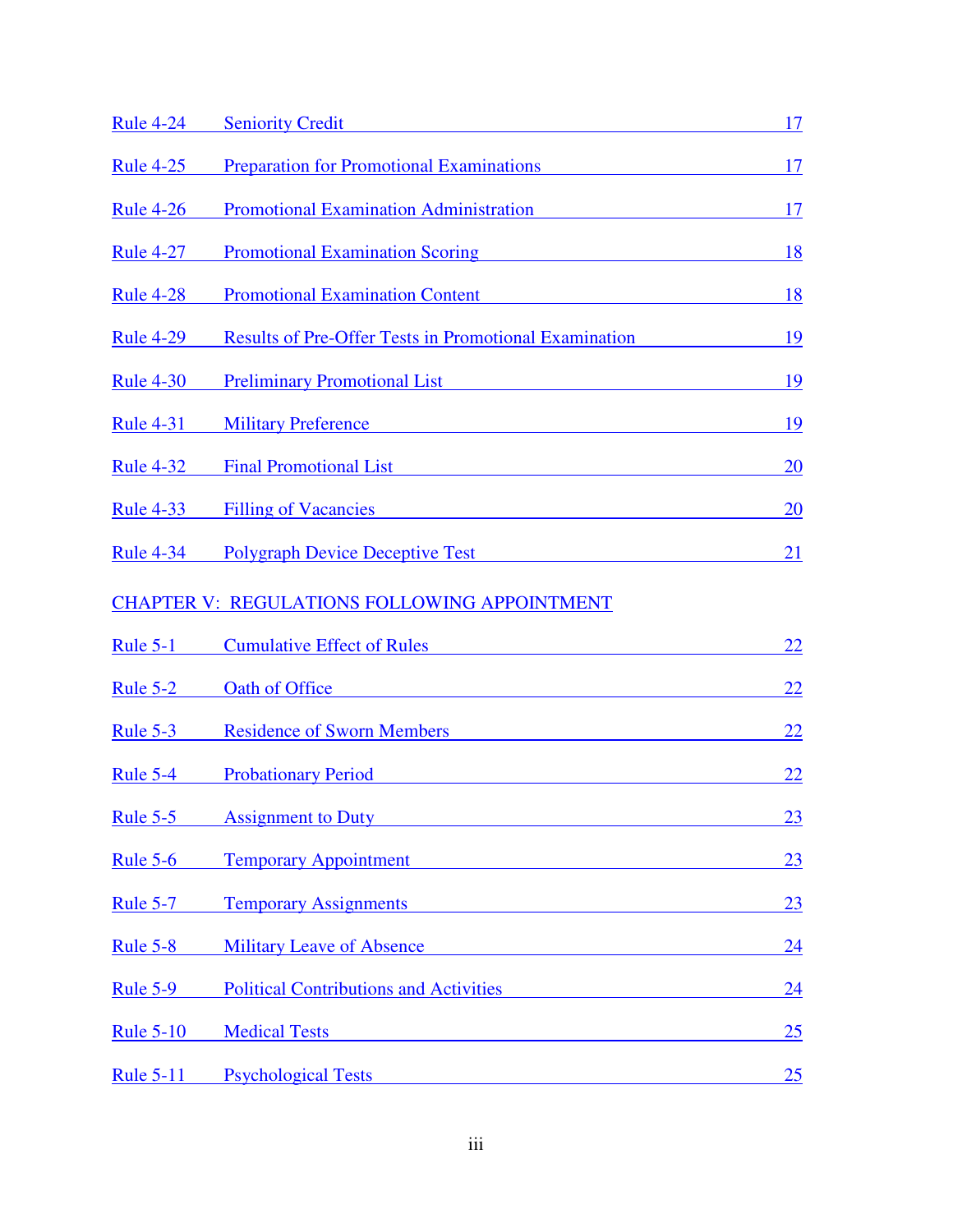| | | |
|---|---|---|
| Rule 4-24 | Seniority Credit | 17 |
| Rule 4-25 | Preparation for Promotional Examinations | 17 |
| Rule 4-26 | Promotional Examination Administration | 17 |
| Rule 4-27 | Promotional Examination Scoring | 18 |
| Rule 4-28 | Promotional Examination Content | 18 |
| Rule 4-29 | Results of Pre-Offer Tests in Promotional Examination | 19 |
| Rule 4-30 | Preliminary Promotional List | 19 |
| Rule 4-31 | Military Preference | 19 |
| Rule 4-32 | Final Promotional List | 20 |
| Rule 4-33 | Filling of Vacancies | 20 |
| Rule 4-34 | Polygraph Device Deceptive Test | 21 |

CHAPTER V: REGULATIONS FOLLOWING APPOINTMENT

| | | |
|---|---|---|
| Rule 5-1 | Cumulative Effect of Rules | 22 |
| Rule 5-2 | Oath of Office | 22 |
| Rule 5-3 | Residence of Sworn Members | 22 |
| Rule 5-4 | Probationary Period | 22 |
| Rule 5-5 | Assignment to Duty | 23 |
| Rule 5-6 | Temporary Appointment | 23 |
| Rule 5-7 | Temporary Assignments | 23 |
| Rule 5-8 | Military Leave of Absence | 24 |
| Rule 5-9 | Political Contributions and Activities | 24 |
| Rule 5-10 | Medical Tests | 25 |
| Rule 5-11 | Psychological Tests | 25 |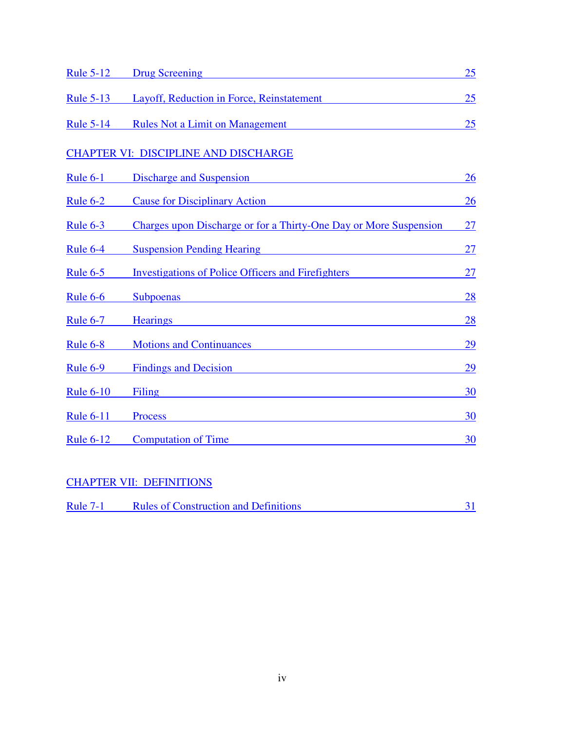| | | |
|---|---|---|
| Rule 5-12 | Drug Screening | 25 |
| Rule 5-13 | Layoff, Reduction in Force, Reinstatement | 25 |
| Rule 5-14 | Rules Not a Limit on Management | 25 |

CHAPTER VI: DISCIPLINE AND DISCHARGE

| | | |
|---|---|---|
| Rule 6-1 | Discharge and Suspension | 26 |
| Rule 6-2 | Cause for Disciplinary Action | 26 |
| Rule 6-3 | Charges upon Discharge or for a Thirty-One Day or More Suspension | 27 |
| Rule 6-4 | Suspension Pending Hearing | 27 |
| Rule 6-5 | Investigations of Police Officers and Firefighters | 27 |
| Rule 6-6 | Subpoenas | 28 |
| Rule 6-7 | Hearings | 28 |
| Rule 6-8 | Motions and Continuances | 29 |
| Rule 6-9 | Findings and Decision | 29 |
| Rule 6-10 | Filing | 30 |
| Rule 6-11 | Process | 30 |
| Rule 6-12 | Computation of Time | 30 |

CHAPTER VII: DEFINITIONS

| | | |
|---|---|---|
| Rule 7-1 | Rules of Construction and Definitions | 31 |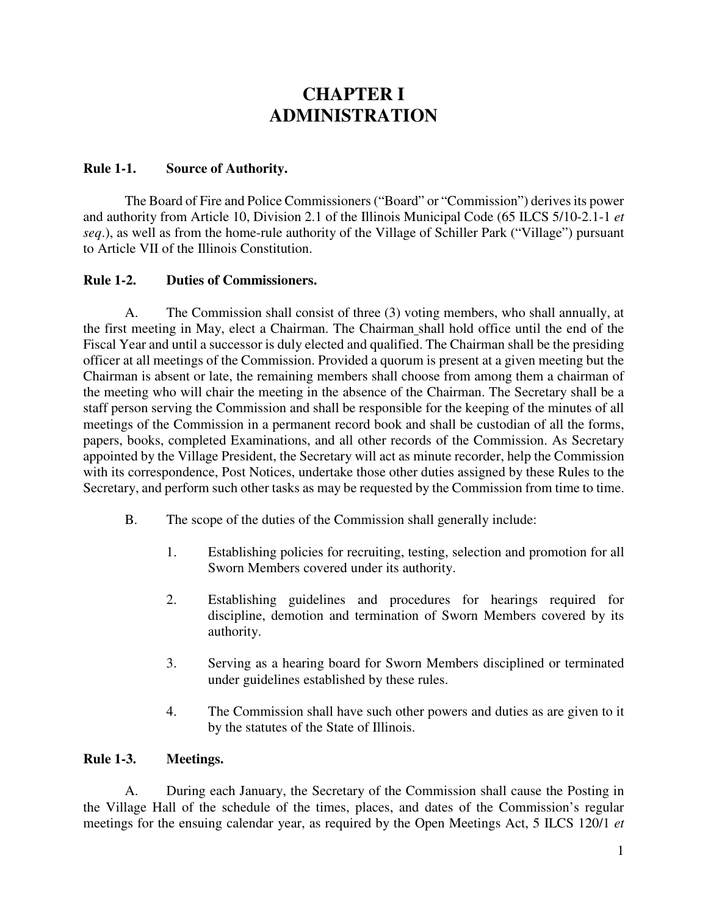# CHAPTER I
# ADMINISTRATION

**Rule 1-1. Source of Authority.**

The Board of Fire and Police Commissioners ("Board" or "Commission") derives its power and authority from Article 10, Division 2.1 of the Illinois Municipal Code (65 ILCS 5/10-2.1-1 *et seq*.), as well as from the home-rule authority of the Village of Schiller Park ("Village") pursuant to Article VII of the Illinois Constitution.

**Rule 1-2. Duties of Commissioners.**

A. The Commission shall consist of three (3) voting members, who shall annually, at the first meeting in May, elect a Chairman. The Chairman shall hold office until the end of the Fiscal Year and until a successor is duly elected and qualified. The Chairman shall be the presiding officer at all meetings of the Commission. Provided a quorum is present at a given meeting but the Chairman is absent or late, the remaining members shall choose from among them a chairman of the meeting who will chair the meeting in the absence of the Chairman. The Secretary shall be a staff person serving the Commission and shall be responsible for the keeping of the minutes of all meetings of the Commission in a permanent record book and shall be custodian of all the forms, papers, books, completed Examinations, and all other records of the Commission. As Secretary appointed by the Village President, the Secretary will act as minute recorder, help the Commission with its correspondence, Post Notices, undertake those other duties assigned by these Rules to the Secretary, and perform such other tasks as may be requested by the Commission from time to time.

B. The scope of the duties of the Commission shall generally include:

1. Establishing policies for recruiting, testing, selection and promotion for all Sworn Members covered under its authority.

2. Establishing guidelines and procedures for hearings required for discipline, demotion and termination of Sworn Members covered by its authority.

3. Serving as a hearing board for Sworn Members disciplined or terminated under guidelines established by these rules.

4. The Commission shall have such other powers and duties as are given to it by the statutes of the State of Illinois.

**Rule 1-3. Meetings.**

A. During each January, the Secretary of the Commission shall cause the Posting in the Village Hall of the schedule of the times, places, and dates of the Commission's regular meetings for the ensuing calendar year, as required by the Open Meetings Act, 5 ILCS 120/1 *et*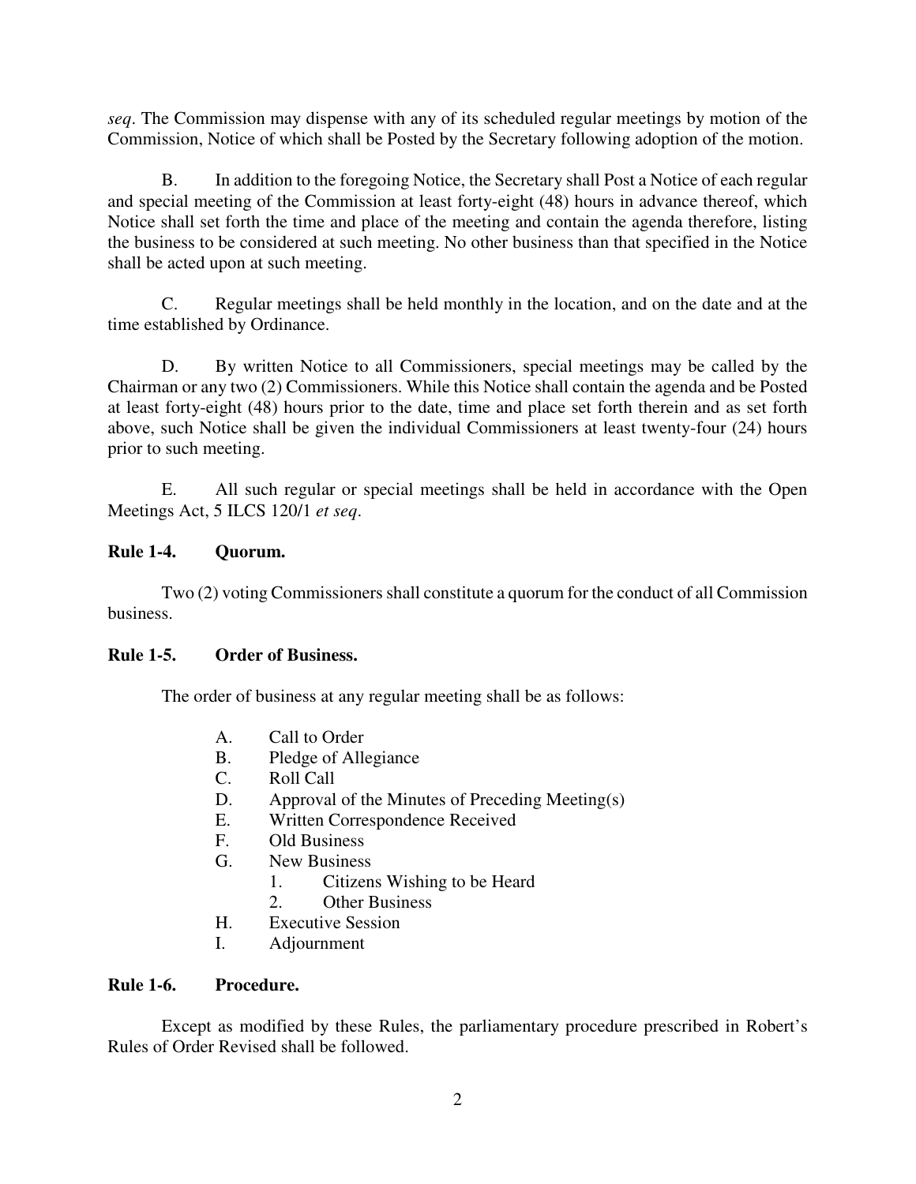*seq*. The Commission may dispense with any of its scheduled regular meetings by motion of the Commission, Notice of which shall be Posted by the Secretary following adoption of the motion.

B. In addition to the foregoing Notice, the Secretary shall Post a Notice of each regular and special meeting of the Commission at least forty-eight (48) hours in advance thereof, which Notice shall set forth the time and place of the meeting and contain the agenda therefore, listing the business to be considered at such meeting. No other business than that specified in the Notice shall be acted upon at such meeting.

C. Regular meetings shall be held monthly in the location, and on the date and at the time established by Ordinance.

D. By written Notice to all Commissioners, special meetings may be called by the Chairman or any two (2) Commissioners. While this Notice shall contain the agenda and be Posted at least forty-eight (48) hours prior to the date, time and place set forth therein and as set forth above, such Notice shall be given the individual Commissioners at least twenty-four (24) hours prior to such meeting.

E. All such regular or special meetings shall be held in accordance with the Open Meetings Act, 5 ILCS 120/1 *et seq*.

**Rule 1-4. Quorum.**

Two (2) voting Commissioners shall constitute a quorum for the conduct of all Commission business.

**Rule 1-5. Order of Business.**

The order of business at any regular meeting shall be as follows:

- A. Call to Order
- B. Pledge of Allegiance
- C. Roll Call
- D. Approval of the Minutes of Preceding Meeting(s)
- E. Written Correspondence Received
- F. Old Business
- G. New Business
  - 1. Citizens Wishing to be Heard
  - 2. Other Business
- H. Executive Session
- I. Adjournment

**Rule 1-6. Procedure.**

Except as modified by these Rules, the parliamentary procedure prescribed in Robert's Rules of Order Revised shall be followed.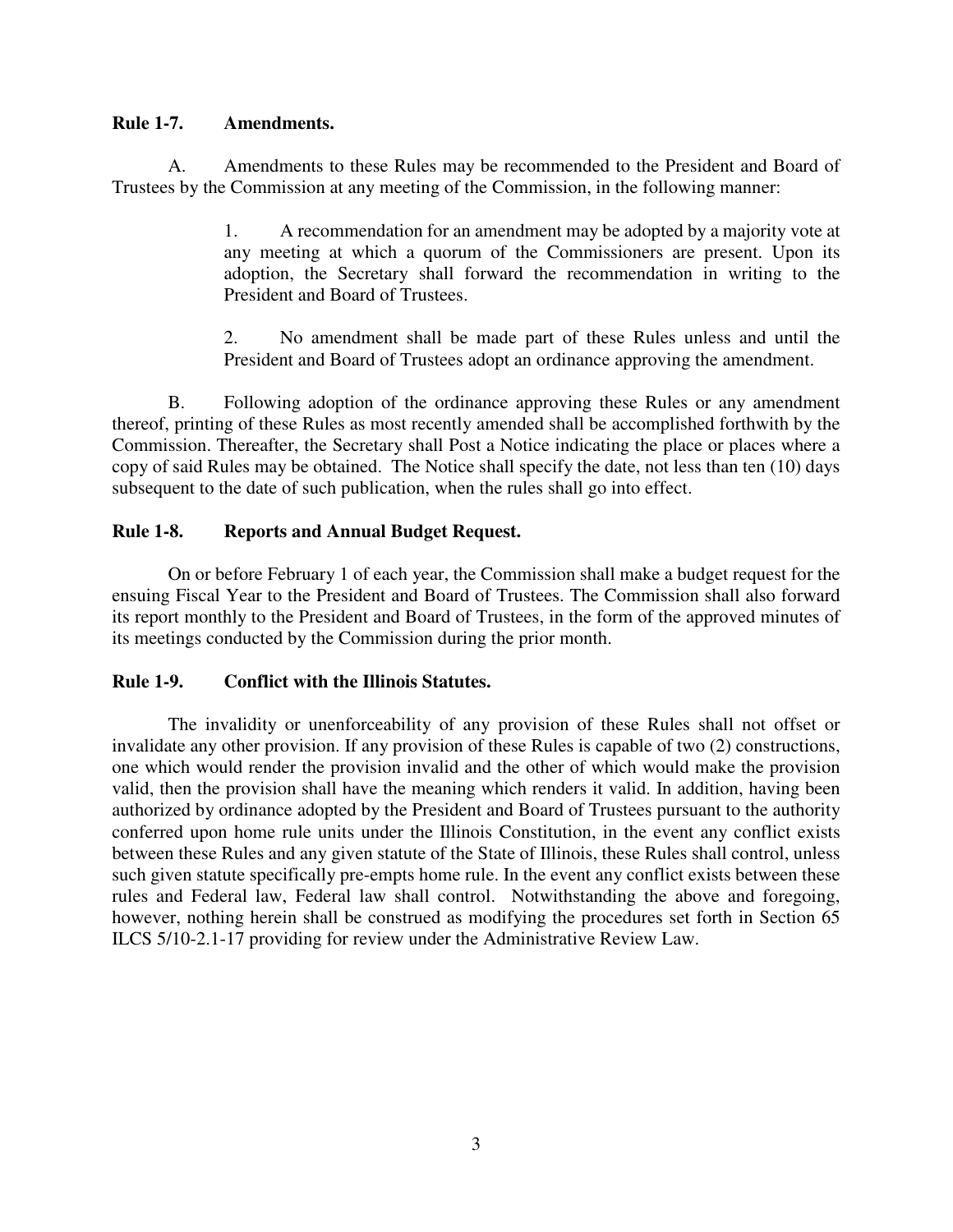**Rule 1-7. Amendments.**

A. Amendments to these Rules may be recommended to the President and Board of Trustees by the Commission at any meeting of the Commission, in the following manner:

> 1. A recommendation for an amendment may be adopted by a majority vote at any meeting at which a quorum of the Commissioners are present. Upon its adoption, the Secretary shall forward the recommendation in writing to the President and Board of Trustees.
>
> 2. No amendment shall be made part of these Rules unless and until the President and Board of Trustees adopt an ordinance approving the amendment.

B. Following adoption of the ordinance approving these Rules or any amendment thereof, printing of these Rules as most recently amended shall be accomplished forthwith by the Commission. Thereafter, the Secretary shall Post a Notice indicating the place or places where a copy of said Rules may be obtained. The Notice shall specify the date, not less than ten (10) days subsequent to the date of such publication, when the rules shall go into effect.

**Rule 1-8. Reports and Annual Budget Request.**

On or before February 1 of each year, the Commission shall make a budget request for the ensuing Fiscal Year to the President and Board of Trustees. The Commission shall also forward its report monthly to the President and Board of Trustees, in the form of the approved minutes of its meetings conducted by the Commission during the prior month.

**Rule 1-9. Conflict with the Illinois Statutes.**

The invalidity or unenforceability of any provision of these Rules shall not offset or invalidate any other provision. If any provision of these Rules is capable of two (2) constructions, one which would render the provision invalid and the other of which would make the provision valid, then the provision shall have the meaning which renders it valid. In addition, having been authorized by ordinance adopted by the President and Board of Trustees pursuant to the authority conferred upon home rule units under the Illinois Constitution, in the event any conflict exists between these Rules and any given statute of the State of Illinois, these Rules shall control, unless such given statute specifically pre-empts home rule. In the event any conflict exists between these rules and Federal law, Federal law shall control. Notwithstanding the above and foregoing, however, nothing herein shall be construed as modifying the procedures set forth in Section 65 ILCS 5/10-2.1-17 providing for review under the Administrative Review Law.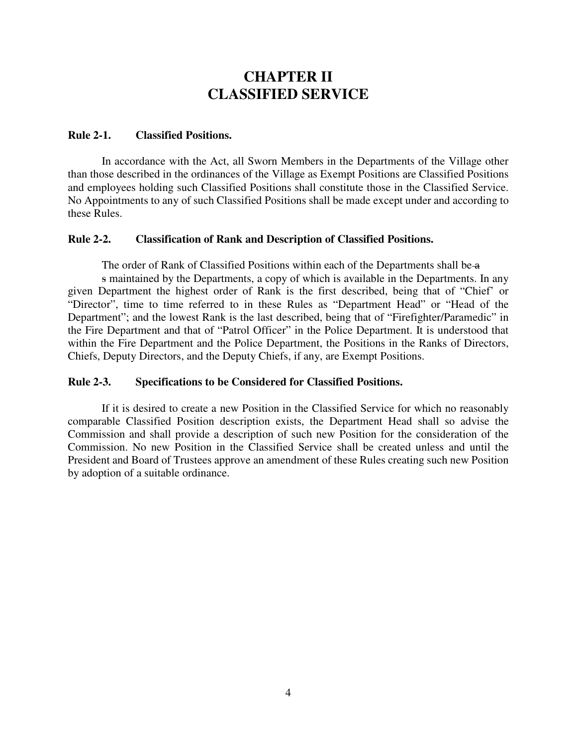# CHAPTER II
# CLASSIFIED SERVICE

**Rule 2-1. Classified Positions.**

In accordance with the Act, all Sworn Members in the Departments of the Village other than those described in the ordinances of the Village as Exempt Positions are Classified Positions and employees holding such Classified Positions shall constitute those in the Classified Service. No Appointments to any of such Classified Positions shall be made except under and according to these Rules.

**Rule 2-2. Classification of Rank and Description of Classified Positions.**

The order of Rank of Classified Positions within each of the Departments shall be ~~a~~ s maintained by the Departments, a copy of which is available in the Departments. In any given Department the highest order of Rank is the first described, being that of "Chief' or "Director", time to time referred to in these Rules as "Department Head" or "Head of the Department"; and the lowest Rank is the last described, being that of "Firefighter/Paramedic" in the Fire Department and that of "Patrol Officer" in the Police Department. It is understood that within the Fire Department and the Police Department, the Positions in the Ranks of Directors, Chiefs, Deputy Directors, and the Deputy Chiefs, if any, are Exempt Positions.

**Rule 2-3. Specifications to be Considered for Classified Positions.**

If it is desired to create a new Position in the Classified Service for which no reasonably comparable Classified Position description exists, the Department Head shall so advise the Commission and shall provide a description of such new Position for the consideration of the Commission. No new Position in the Classified Service shall be created unless and until the President and Board of Trustees approve an amendment of these Rules creating such new Position by adoption of a suitable ordinance.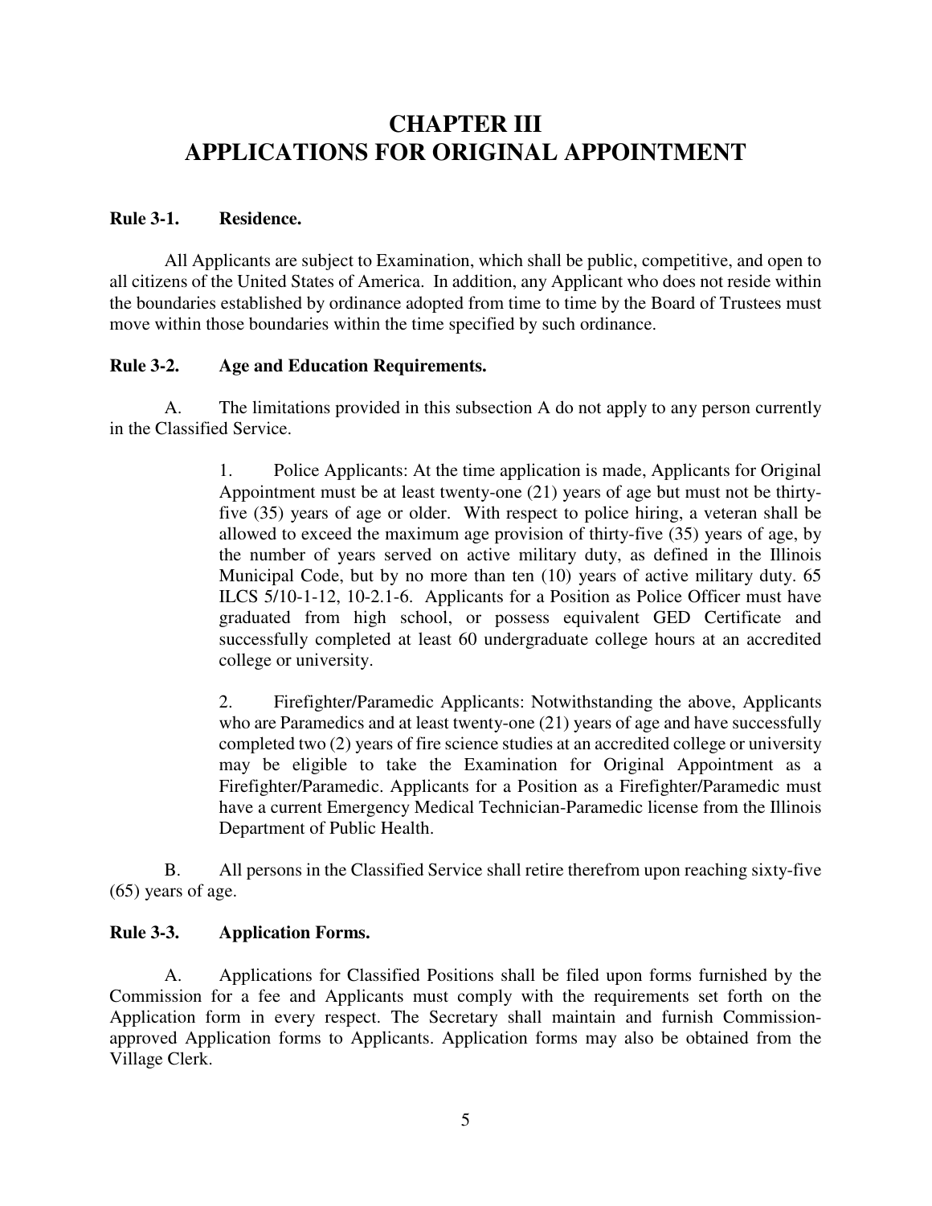# CHAPTER III
# APPLICATIONS FOR ORIGINAL APPOINTMENT

**Rule 3-1. Residence.**

All Applicants are subject to Examination, which shall be public, competitive, and open to all citizens of the United States of America. In addition, any Applicant who does not reside within the boundaries established by ordinance adopted from time to time by the Board of Trustees must move within those boundaries within the time specified by such ordinance.

**Rule 3-2. Age and Education Requirements.**

A. The limitations provided in this subsection A do not apply to any person currently in the Classified Service.

> 1. Police Applicants: At the time application is made, Applicants for Original Appointment must be at least twenty-one (21) years of age but must not be thirty-five (35) years of age or older. With respect to police hiring, a veteran shall be allowed to exceed the maximum age provision of thirty-five (35) years of age, by the number of years served on active military duty, as defined in the Illinois Municipal Code, but by no more than ten (10) years of active military duty. 65 ILCS 5/10-1-12, 10-2.1-6. Applicants for a Position as Police Officer must have graduated from high school, or possess equivalent GED Certificate and successfully completed at least 60 undergraduate college hours at an accredited college or university.
>
> 2. Firefighter/Paramedic Applicants: Notwithstanding the above, Applicants who are Paramedics and at least twenty-one (21) years of age and have successfully completed two (2) years of fire science studies at an accredited college or university may be eligible to take the Examination for Original Appointment as a Firefighter/Paramedic. Applicants for a Position as a Firefighter/Paramedic must have a current Emergency Medical Technician-Paramedic license from the Illinois Department of Public Health.

B. All persons in the Classified Service shall retire therefrom upon reaching sixty-five (65) years of age.

**Rule 3-3. Application Forms.**

A. Applications for Classified Positions shall be filed upon forms furnished by the Commission for a fee and Applicants must comply with the requirements set forth on the Application form in every respect. The Secretary shall maintain and furnish Commission-approved Application forms to Applicants. Application forms may also be obtained from the Village Clerk.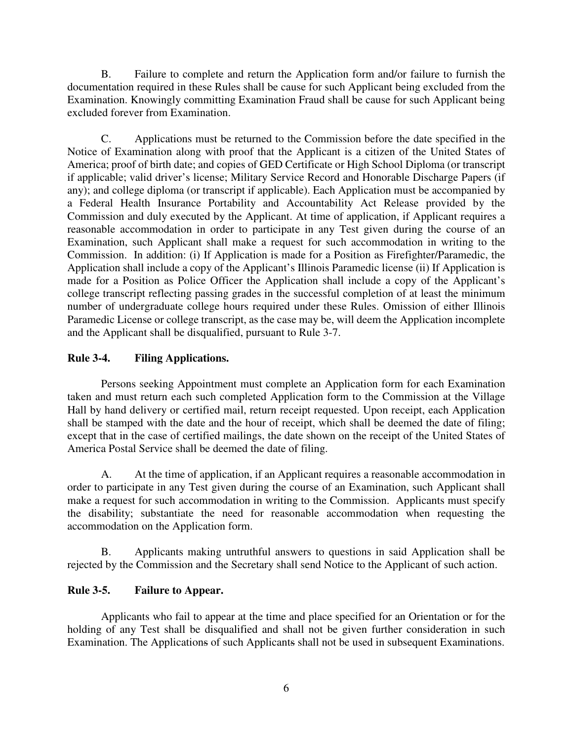B. Failure to complete and return the Application form and/or failure to furnish the documentation required in these Rules shall be cause for such Applicant being excluded from the Examination. Knowingly committing Examination Fraud shall be cause for such Applicant being excluded forever from Examination.

C. Applications must be returned to the Commission before the date specified in the Notice of Examination along with proof that the Applicant is a citizen of the United States of America; proof of birth date; and copies of GED Certificate or High School Diploma (or transcript if applicable; valid driver's license; Military Service Record and Honorable Discharge Papers (if any); and college diploma (or transcript if applicable). Each Application must be accompanied by a Federal Health Insurance Portability and Accountability Act Release provided by the Commission and duly executed by the Applicant. At time of application, if Applicant requires a reasonable accommodation in order to participate in any Test given during the course of an Examination, such Applicant shall make a request for such accommodation in writing to the Commission. In addition: (i) If Application is made for a Position as Firefighter/Paramedic, the Application shall include a copy of the Applicant's Illinois Paramedic license (ii) If Application is made for a Position as Police Officer the Application shall include a copy of the Applicant's college transcript reflecting passing grades in the successful completion of at least the minimum number of undergraduate college hours required under these Rules. Omission of either Illinois Paramedic License or college transcript, as the case may be, will deem the Application incomplete and the Applicant shall be disqualified, pursuant to Rule 3-7.

**Rule 3-4. Filing Applications.**

Persons seeking Appointment must complete an Application form for each Examination taken and must return each such completed Application form to the Commission at the Village Hall by hand delivery or certified mail, return receipt requested. Upon receipt, each Application shall be stamped with the date and the hour of receipt, which shall be deemed the date of filing; except that in the case of certified mailings, the date shown on the receipt of the United States of America Postal Service shall be deemed the date of filing.

A. At the time of application, if an Applicant requires a reasonable accommodation in order to participate in any Test given during the course of an Examination, such Applicant shall make a request for such accommodation in writing to the Commission. Applicants must specify the disability; substantiate the need for reasonable accommodation when requesting the accommodation on the Application form.

B. Applicants making untruthful answers to questions in said Application shall be rejected by the Commission and the Secretary shall send Notice to the Applicant of such action.

**Rule 3-5. Failure to Appear.**

Applicants who fail to appear at the time and place specified for an Orientation or for the holding of any Test shall be disqualified and shall not be given further consideration in such Examination. The Applications of such Applicants shall not be used in subsequent Examinations.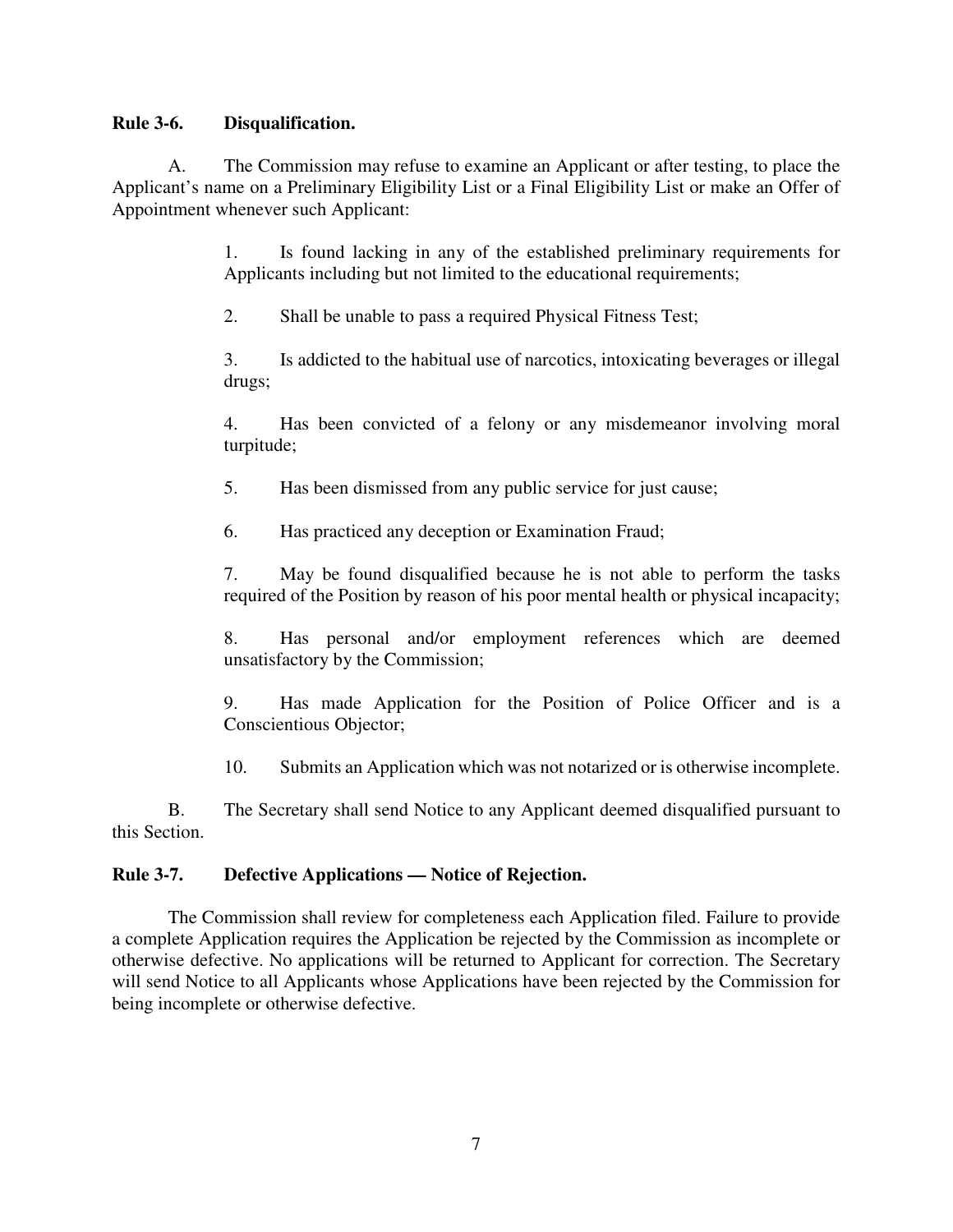**Rule 3-6. Disqualification.**

A. The Commission may refuse to examine an Applicant or after testing, to place the Applicant's name on a Preliminary Eligibility List or a Final Eligibility List or make an Offer of Appointment whenever such Applicant:

1. Is found lacking in any of the established preliminary requirements for Applicants including but not limited to the educational requirements;

2. Shall be unable to pass a required Physical Fitness Test;

3. Is addicted to the habitual use of narcotics, intoxicating beverages or illegal drugs;

4. Has been convicted of a felony or any misdemeanor involving moral turpitude;

5. Has been dismissed from any public service for just cause;

6. Has practiced any deception or Examination Fraud;

7. May be found disqualified because he is not able to perform the tasks required of the Position by reason of his poor mental health or physical incapacity;

8. Has personal and/or employment references which are deemed unsatisfactory by the Commission;

9. Has made Application for the Position of Police Officer and is a Conscientious Objector;

10. Submits an Application which was not notarized or is otherwise incomplete.

B. The Secretary shall send Notice to any Applicant deemed disqualified pursuant to this Section.

**Rule 3-7. Defective Applications — Notice of Rejection.**

The Commission shall review for completeness each Application filed. Failure to provide a complete Application requires the Application be rejected by the Commission as incomplete or otherwise defective. No applications will be returned to Applicant for correction. The Secretary will send Notice to all Applicants whose Applications have been rejected by the Commission for being incomplete or otherwise defective.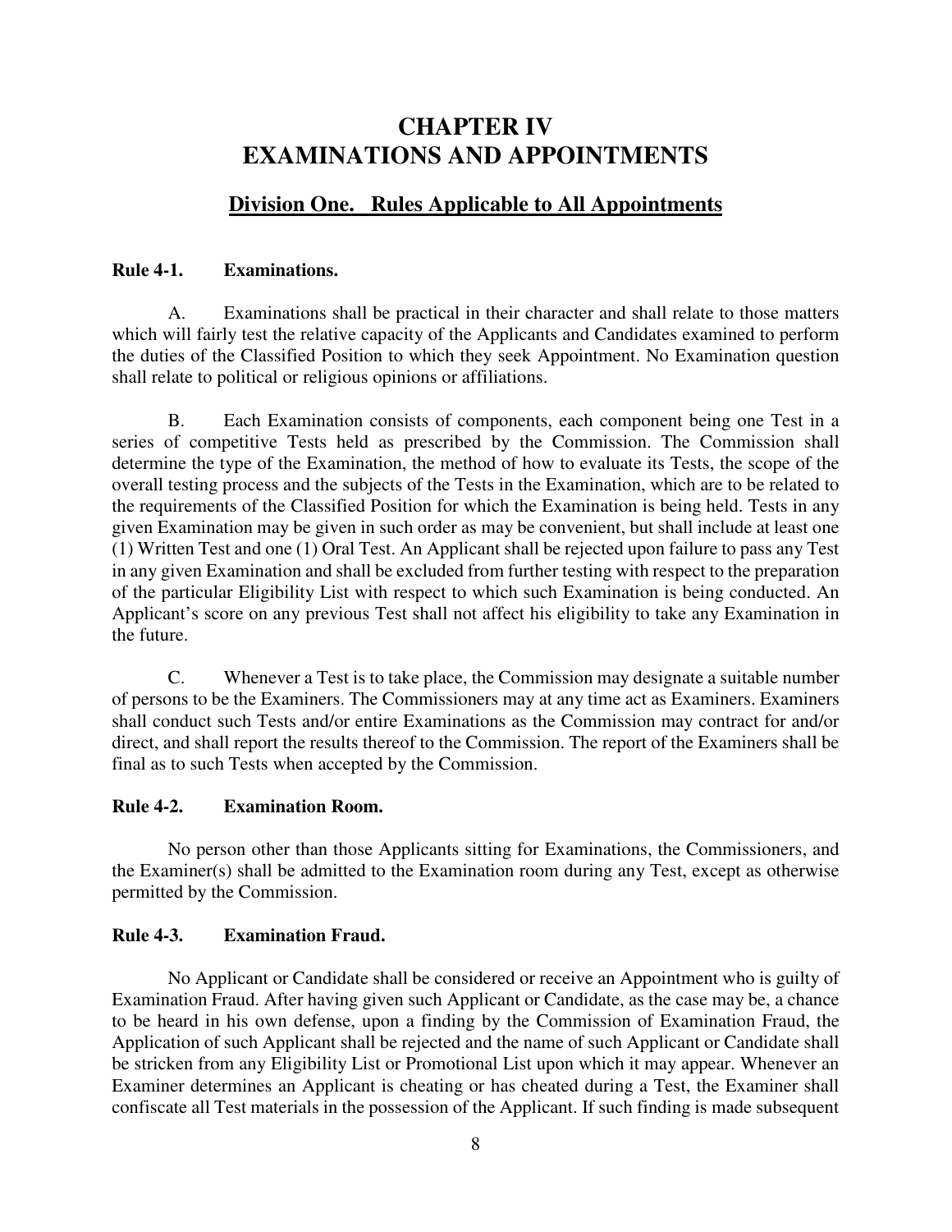# CHAPTER IV
# EXAMINATIONS AND APPOINTMENTS

## Division One. Rules Applicable to All Appointments

**Rule 4-1. Examinations.**

A. Examinations shall be practical in their character and shall relate to those matters which will fairly test the relative capacity of the Applicants and Candidates examined to perform the duties of the Classified Position to which they seek Appointment. No Examination question shall relate to political or religious opinions or affiliations.

B. Each Examination consists of components, each component being one Test in a series of competitive Tests held as prescribed by the Commission. The Commission shall determine the type of the Examination, the method of how to evaluate its Tests, the scope of the overall testing process and the subjects of the Tests in the Examination, which are to be related to the requirements of the Classified Position for which the Examination is being held. Tests in any given Examination may be given in such order as may be convenient, but shall include at least one (1) Written Test and one (1) Oral Test. An Applicant shall be rejected upon failure to pass any Test in any given Examination and shall be excluded from further testing with respect to the preparation of the particular Eligibility List with respect to which such Examination is being conducted. An Applicant's score on any previous Test shall not affect his eligibility to take any Examination in the future.

C. Whenever a Test is to take place, the Commission may designate a suitable number of persons to be the Examiners. The Commissioners may at any time act as Examiners. Examiners shall conduct such Tests and/or entire Examinations as the Commission may contract for and/or direct, and shall report the results thereof to the Commission. The report of the Examiners shall be final as to such Tests when accepted by the Commission.

**Rule 4-2. Examination Room.**

No person other than those Applicants sitting for Examinations, the Commissioners, and the Examiner(s) shall be admitted to the Examination room during any Test, except as otherwise permitted by the Commission.

**Rule 4-3. Examination Fraud.**

No Applicant or Candidate shall be considered or receive an Appointment who is guilty of Examination Fraud. After having given such Applicant or Candidate, as the case may be, a chance to be heard in his own defense, upon a finding by the Commission of Examination Fraud, the Application of such Applicant shall be rejected and the name of such Applicant or Candidate shall be stricken from any Eligibility List or Promotional List upon which it may appear. Whenever an Examiner determines an Applicant is cheating or has cheated during a Test, the Examiner shall confiscate all Test materials in the possession of the Applicant. If such finding is made subsequent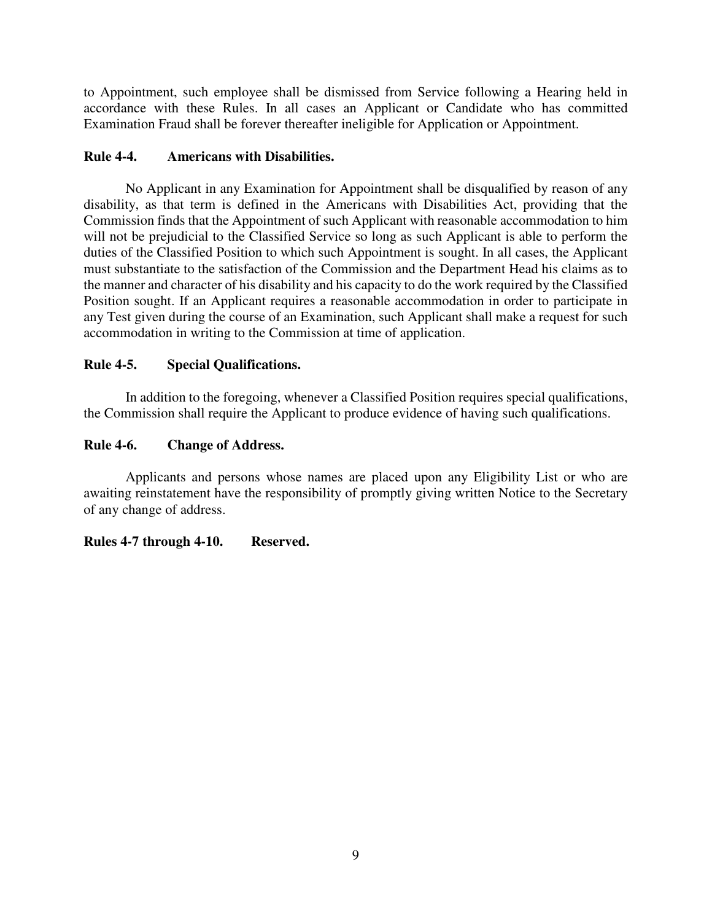to Appointment, such employee shall be dismissed from Service following a Hearing held in accordance with these Rules. In all cases an Applicant or Candidate who has committed Examination Fraud shall be forever thereafter ineligible for Application or Appointment.

**Rule 4-4. Americans with Disabilities.**

No Applicant in any Examination for Appointment shall be disqualified by reason of any disability, as that term is defined in the Americans with Disabilities Act, providing that the Commission finds that the Appointment of such Applicant with reasonable accommodation to him will not be prejudicial to the Classified Service so long as such Applicant is able to perform the duties of the Classified Position to which such Appointment is sought. In all cases, the Applicant must substantiate to the satisfaction of the Commission and the Department Head his claims as to the manner and character of his disability and his capacity to do the work required by the Classified Position sought. If an Applicant requires a reasonable accommodation in order to participate in any Test given during the course of an Examination, such Applicant shall make a request for such accommodation in writing to the Commission at time of application.

**Rule 4-5. Special Qualifications.**

In addition to the foregoing, whenever a Classified Position requires special qualifications, the Commission shall require the Applicant to produce evidence of having such qualifications.

**Rule 4-6. Change of Address.**

Applicants and persons whose names are placed upon any Eligibility List or who are awaiting reinstatement have the responsibility of promptly giving written Notice to the Secretary of any change of address.

**Rules 4-7 through 4-10. Reserved.**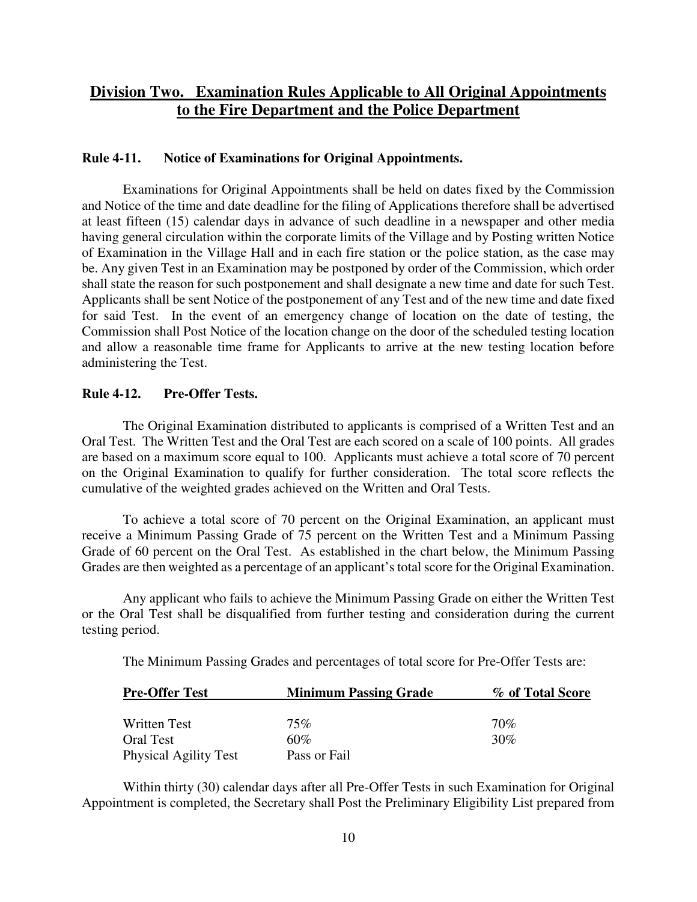## Division Two. Examination Rules Applicable to All Original Appointments to the Fire Department and the Police Department

**Rule 4-11. Notice of Examinations for Original Appointments.**

Examinations for Original Appointments shall be held on dates fixed by the Commission and Notice of the time and date deadline for the filing of Applications therefore shall be advertised at least fifteen (15) calendar days in advance of such deadline in a newspaper and other media having general circulation within the corporate limits of the Village and by Posting written Notice of Examination in the Village Hall and in each fire station or the police station, as the case may be. Any given Test in an Examination may be postponed by order of the Commission, which order shall state the reason for such postponement and shall designate a new time and date for such Test. Applicants shall be sent Notice of the postponement of any Test and of the new time and date fixed for said Test. In the event of an emergency change of location on the date of testing, the Commission shall Post Notice of the location change on the door of the scheduled testing location and allow a reasonable time frame for Applicants to arrive at the new testing location before administering the Test.

**Rule 4-12. Pre-Offer Tests.**

The Original Examination distributed to applicants is comprised of a Written Test and an Oral Test. The Written Test and the Oral Test are each scored on a scale of 100 points. All grades are based on a maximum score equal to 100. Applicants must achieve a total score of 70 percent on the Original Examination to qualify for further consideration. The total score reflects the cumulative of the weighted grades achieved on the Written and Oral Tests.

To achieve a total score of 70 percent on the Original Examination, an applicant must receive a Minimum Passing Grade of 75 percent on the Written Test and a Minimum Passing Grade of 60 percent on the Oral Test. As established in the chart below, the Minimum Passing Grades are then weighted as a percentage of an applicant's total score for the Original Examination.

Any applicant who fails to achieve the Minimum Passing Grade on either the Written Test or the Oral Test shall be disqualified from further testing and consideration during the current testing period.

The Minimum Passing Grades and percentages of total score for Pre-Offer Tests are:

| Pre-Offer Test | Minimum Passing Grade | % of Total Score |
|---|---|---|
| Written Test | 75% | 70% |
| Oral Test | 60% | 30% |
| Physical Agility Test | Pass or Fail | |

Within thirty (30) calendar days after all Pre-Offer Tests in such Examination for Original Appointment is completed, the Secretary shall Post the Preliminary Eligibility List prepared from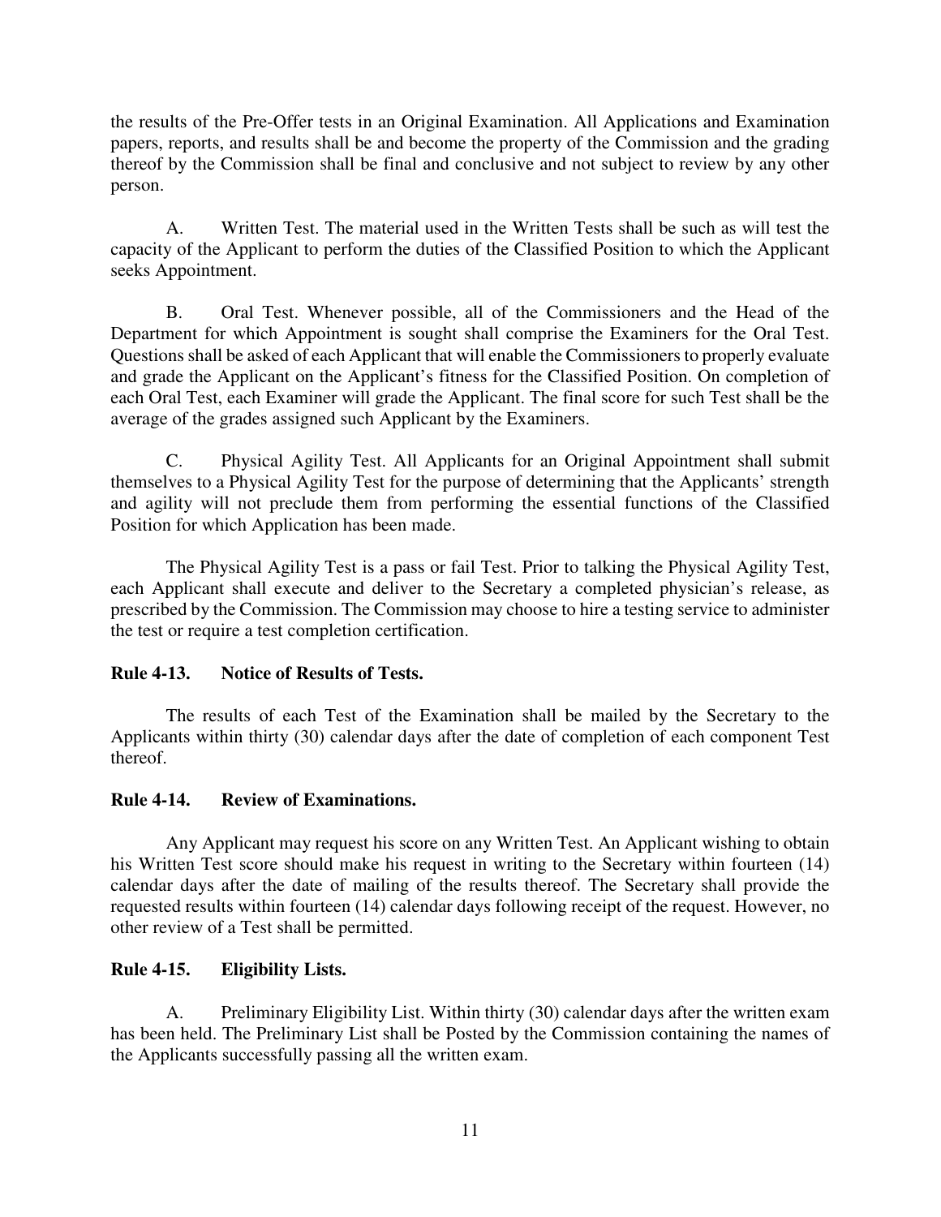the results of the Pre-Offer tests in an Original Examination. All Applications and Examination papers, reports, and results shall be and become the property of the Commission and the grading thereof by the Commission shall be final and conclusive and not subject to review by any other person.

A. Written Test. The material used in the Written Tests shall be such as will test the capacity of the Applicant to perform the duties of the Classified Position to which the Applicant seeks Appointment.

B. Oral Test. Whenever possible, all of the Commissioners and the Head of the Department for which Appointment is sought shall comprise the Examiners for the Oral Test. Questions shall be asked of each Applicant that will enable the Commissioners to properly evaluate and grade the Applicant on the Applicant's fitness for the Classified Position. On completion of each Oral Test, each Examiner will grade the Applicant. The final score for such Test shall be the average of the grades assigned such Applicant by the Examiners.

C. Physical Agility Test. All Applicants for an Original Appointment shall submit themselves to a Physical Agility Test for the purpose of determining that the Applicants' strength and agility will not preclude them from performing the essential functions of the Classified Position for which Application has been made.

The Physical Agility Test is a pass or fail Test. Prior to talking the Physical Agility Test, each Applicant shall execute and deliver to the Secretary a completed physician's release, as prescribed by the Commission. The Commission may choose to hire a testing service to administer the test or require a test completion certification.

**Rule 4-13. Notice of Results of Tests.**

The results of each Test of the Examination shall be mailed by the Secretary to the Applicants within thirty (30) calendar days after the date of completion of each component Test thereof.

**Rule 4-14. Review of Examinations.**

Any Applicant may request his score on any Written Test. An Applicant wishing to obtain his Written Test score should make his request in writing to the Secretary within fourteen (14) calendar days after the date of mailing of the results thereof. The Secretary shall provide the requested results within fourteen (14) calendar days following receipt of the request. However, no other review of a Test shall be permitted.

**Rule 4-15. Eligibility Lists.**

A. Preliminary Eligibility List. Within thirty (30) calendar days after the written exam has been held. The Preliminary List shall be Posted by the Commission containing the names of the Applicants successfully passing all the written exam.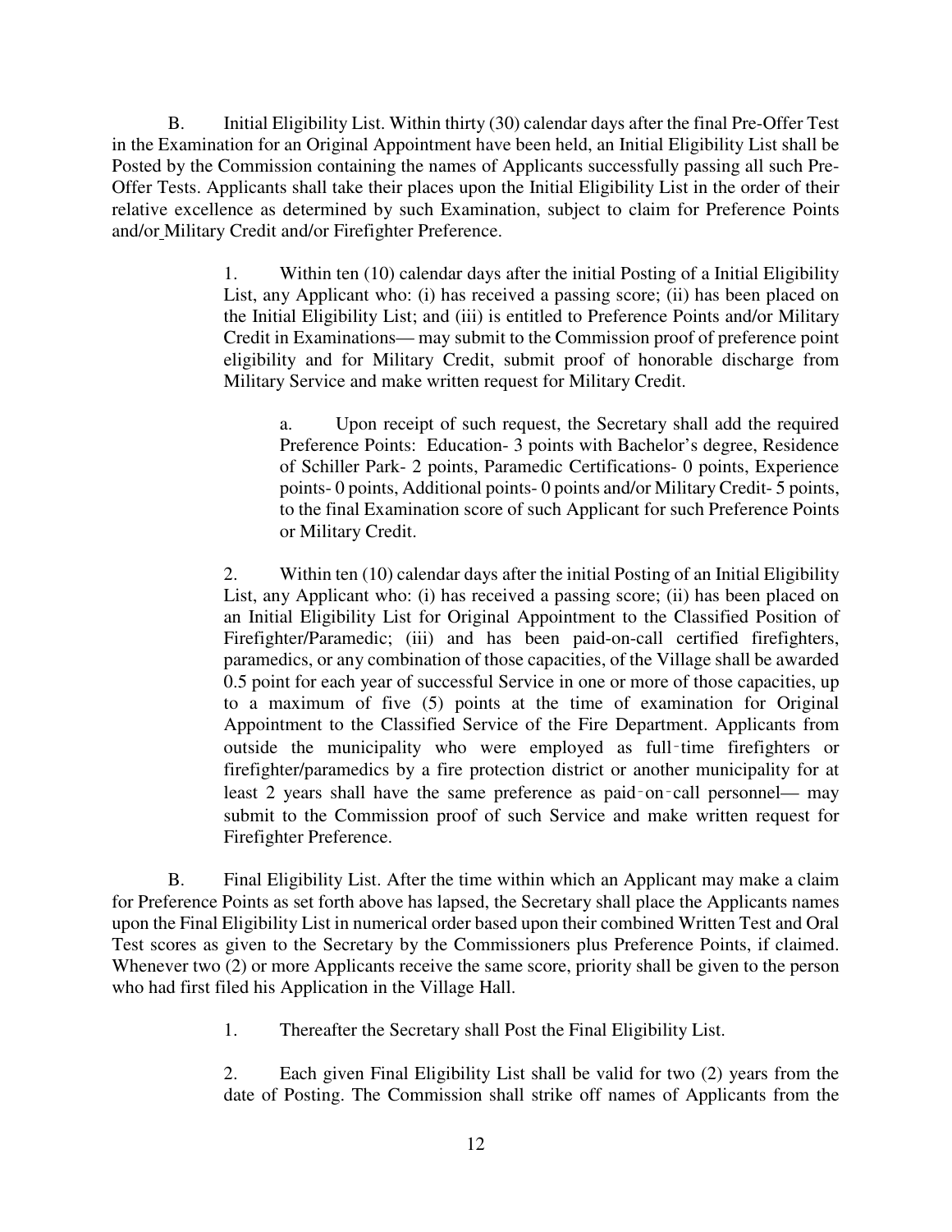B. Initial Eligibility List. Within thirty (30) calendar days after the final Pre-Offer Test in the Examination for an Original Appointment have been held, an Initial Eligibility List shall be Posted by the Commission containing the names of Applicants successfully passing all such Pre-Offer Tests. Applicants shall take their places upon the Initial Eligibility List in the order of their relative excellence as determined by such Examination, subject to claim for Preference Points and/or Military Credit and/or Firefighter Preference.

> 1. Within ten (10) calendar days after the initial Posting of a Initial Eligibility List, any Applicant who: (i) has received a passing score; (ii) has been placed on the Initial Eligibility List; and (iii) is entitled to Preference Points and/or Military Credit in Examinations— may submit to the Commission proof of preference point eligibility and for Military Credit, submit proof of honorable discharge from Military Service and make written request for Military Credit.
>
> > a. Upon receipt of such request, the Secretary shall add the required Preference Points: Education- 3 points with Bachelor's degree, Residence of Schiller Park- 2 points, Paramedic Certifications- 0 points, Experience points- 0 points, Additional points- 0 points and/or Military Credit- 5 points, to the final Examination score of such Applicant for such Preference Points or Military Credit.
>
> 2. Within ten (10) calendar days after the initial Posting of an Initial Eligibility List, any Applicant who: (i) has received a passing score; (ii) has been placed on an Initial Eligibility List for Original Appointment to the Classified Position of Firefighter/Paramedic; (iii) and has been paid-on-call certified firefighters, paramedics, or any combination of those capacities, of the Village shall be awarded 0.5 point for each year of successful Service in one or more of those capacities, up to a maximum of five (5) points at the time of examination for Original Appointment to the Classified Service of the Fire Department. Applicants from outside the municipality who were employed as full‑time firefighters or firefighter/paramedics by a fire protection district or another municipality for at least 2 years shall have the same preference as paid‑on‑call personnel— may submit to the Commission proof of such Service and make written request for Firefighter Preference.

B. Final Eligibility List. After the time within which an Applicant may make a claim for Preference Points as set forth above has lapsed, the Secretary shall place the Applicants names upon the Final Eligibility List in numerical order based upon their combined Written Test and Oral Test scores as given to the Secretary by the Commissioners plus Preference Points, if claimed. Whenever two (2) or more Applicants receive the same score, priority shall be given to the person who had first filed his Application in the Village Hall.

> 1. Thereafter the Secretary shall Post the Final Eligibility List.
>
> 2. Each given Final Eligibility List shall be valid for two (2) years from the date of Posting. The Commission shall strike off names of Applicants from the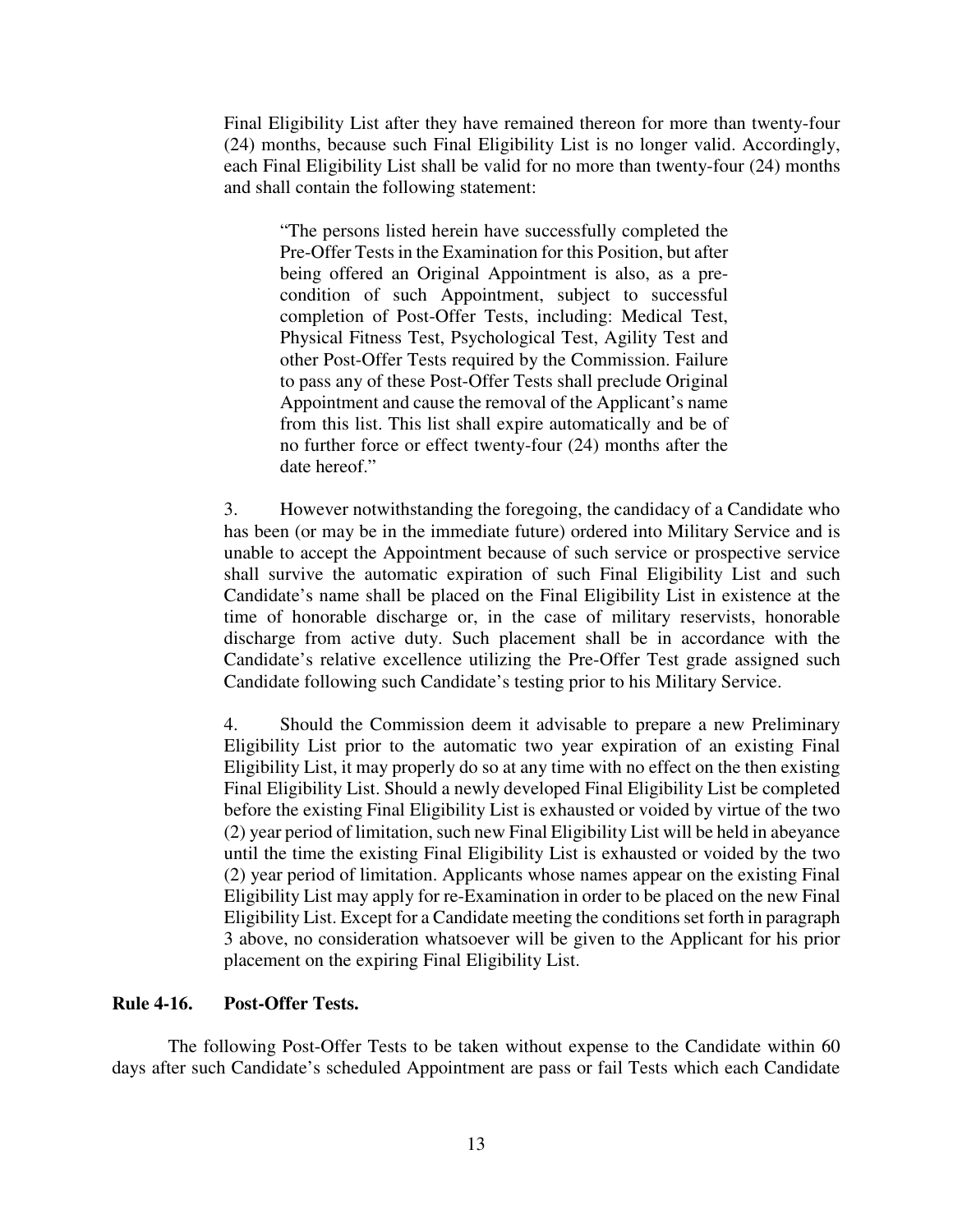Final Eligibility List after they have remained thereon for more than twenty-four (24) months, because such Final Eligibility List is no longer valid. Accordingly, each Final Eligibility List shall be valid for no more than twenty-four (24) months and shall contain the following statement:

> "The persons listed herein have successfully completed the Pre-Offer Tests in the Examination for this Position, but after being offered an Original Appointment is also, as a pre-condition of such Appointment, subject to successful completion of Post-Offer Tests, including: Medical Test, Physical Fitness Test, Psychological Test, Agility Test and other Post-Offer Tests required by the Commission. Failure to pass any of these Post-Offer Tests shall preclude Original Appointment and cause the removal of the Applicant's name from this list. This list shall expire automatically and be of no further force or effect twenty-four (24) months after the date hereof."

3. However notwithstanding the foregoing, the candidacy of a Candidate who has been (or may be in the immediate future) ordered into Military Service and is unable to accept the Appointment because of such service or prospective service shall survive the automatic expiration of such Final Eligibility List and such Candidate's name shall be placed on the Final Eligibility List in existence at the time of honorable discharge or, in the case of military reservists, honorable discharge from active duty. Such placement shall be in accordance with the Candidate's relative excellence utilizing the Pre-Offer Test grade assigned such Candidate following such Candidate's testing prior to his Military Service.

4. Should the Commission deem it advisable to prepare a new Preliminary Eligibility List prior to the automatic two year expiration of an existing Final Eligibility List, it may properly do so at any time with no effect on the then existing Final Eligibility List. Should a newly developed Final Eligibility List be completed before the existing Final Eligibility List is exhausted or voided by virtue of the two (2) year period of limitation, such new Final Eligibility List will be held in abeyance until the time the existing Final Eligibility List is exhausted or voided by the two (2) year period of limitation. Applicants whose names appear on the existing Final Eligibility List may apply for re-Examination in order to be placed on the new Final Eligibility List. Except for a Candidate meeting the conditions set forth in paragraph 3 above, no consideration whatsoever will be given to the Applicant for his prior placement on the expiring Final Eligibility List.

**Rule 4-16. Post-Offer Tests.**

The following Post-Offer Tests to be taken without expense to the Candidate within 60 days after such Candidate's scheduled Appointment are pass or fail Tests which each Candidate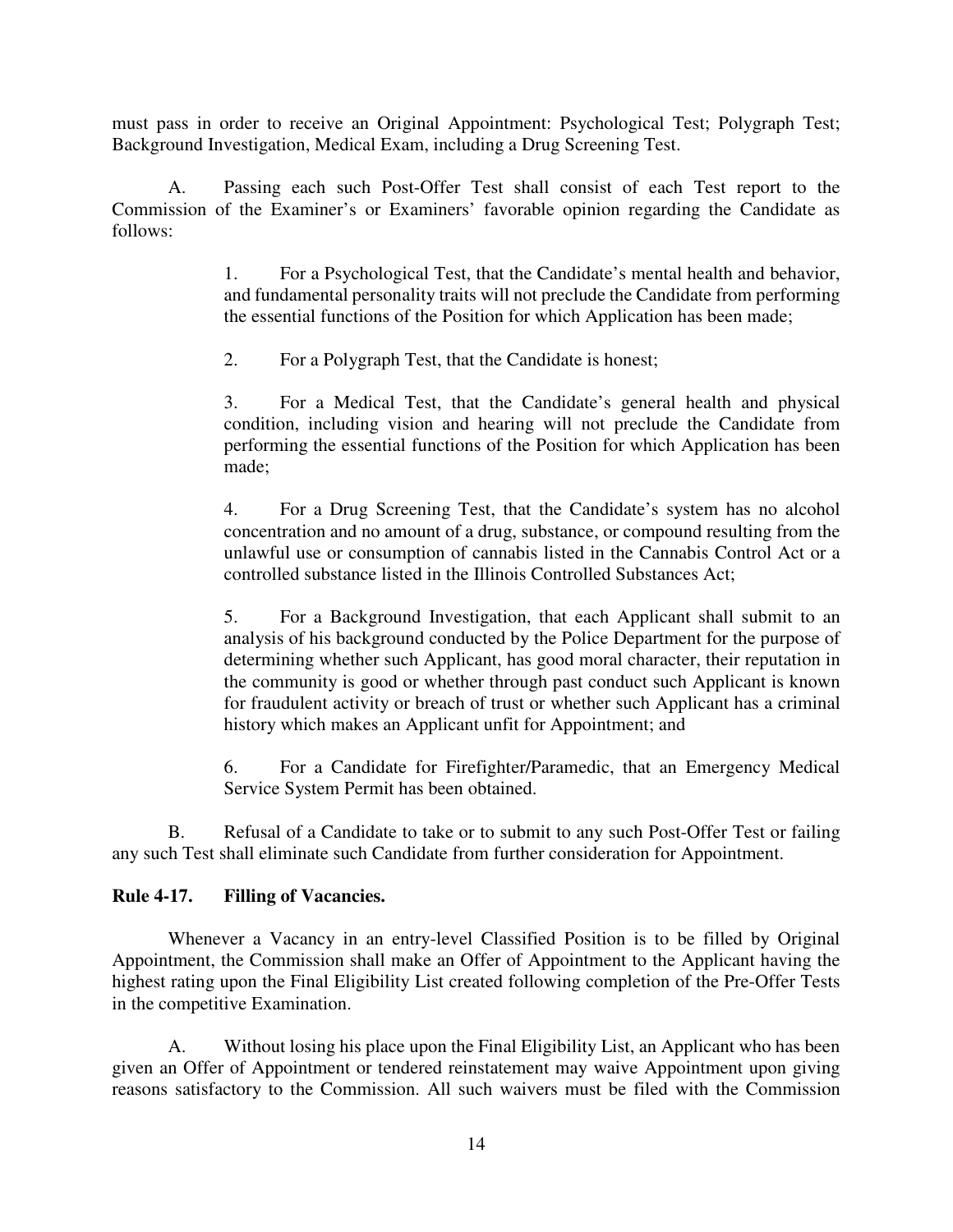must pass in order to receive an Original Appointment: Psychological Test; Polygraph Test; Background Investigation, Medical Exam, including a Drug Screening Test.

A. Passing each such Post-Offer Test shall consist of each Test report to the Commission of the Examiner's or Examiners' favorable opinion regarding the Candidate as follows:

> 1. For a Psychological Test, that the Candidate's mental health and behavior, and fundamental personality traits will not preclude the Candidate from performing the essential functions of the Position for which Application has been made;
>
> 2. For a Polygraph Test, that the Candidate is honest;
>
> 3. For a Medical Test, that the Candidate's general health and physical condition, including vision and hearing will not preclude the Candidate from performing the essential functions of the Position for which Application has been made;
>
> 4. For a Drug Screening Test, that the Candidate's system has no alcohol concentration and no amount of a drug, substance, or compound resulting from the unlawful use or consumption of cannabis listed in the Cannabis Control Act or a controlled substance listed in the Illinois Controlled Substances Act;
>
> 5. For a Background Investigation, that each Applicant shall submit to an analysis of his background conducted by the Police Department for the purpose of determining whether such Applicant, has good moral character, their reputation in the community is good or whether through past conduct such Applicant is known for fraudulent activity or breach of trust or whether such Applicant has a criminal history which makes an Applicant unfit for Appointment; and
>
> 6. For a Candidate for Firefighter/Paramedic, that an Emergency Medical Service System Permit has been obtained.

B. Refusal of a Candidate to take or to submit to any such Post-Offer Test or failing any such Test shall eliminate such Candidate from further consideration for Appointment.

**Rule 4-17. Filling of Vacancies.**

Whenever a Vacancy in an entry-level Classified Position is to be filled by Original Appointment, the Commission shall make an Offer of Appointment to the Applicant having the highest rating upon the Final Eligibility List created following completion of the Pre-Offer Tests in the competitive Examination.

A. Without losing his place upon the Final Eligibility List, an Applicant who has been given an Offer of Appointment or tendered reinstatement may waive Appointment upon giving reasons satisfactory to the Commission. All such waivers must be filed with the Commission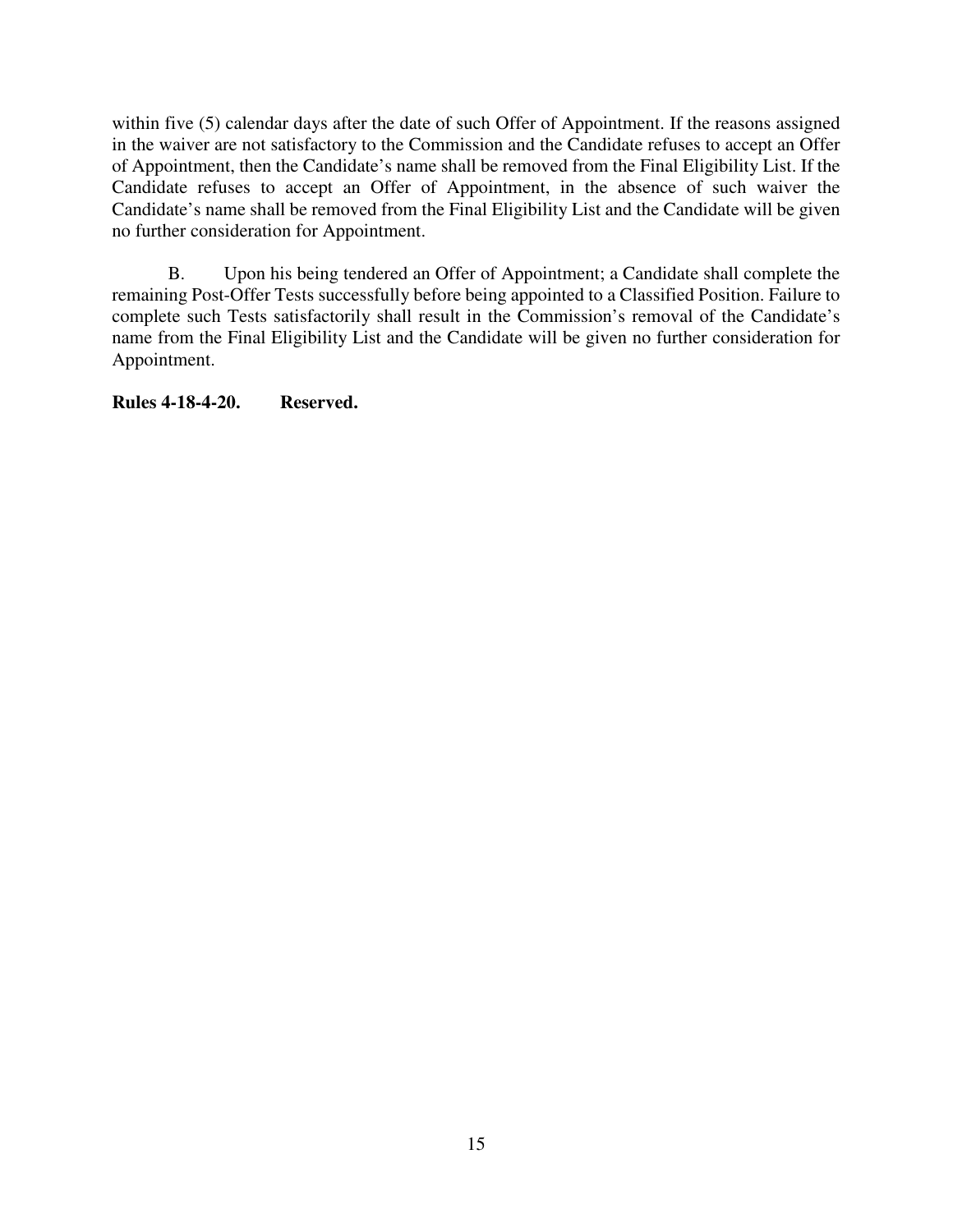within five (5) calendar days after the date of such Offer of Appointment. If the reasons assigned in the waiver are not satisfactory to the Commission and the Candidate refuses to accept an Offer of Appointment, then the Candidate's name shall be removed from the Final Eligibility List. If the Candidate refuses to accept an Offer of Appointment, in the absence of such waiver the Candidate's name shall be removed from the Final Eligibility List and the Candidate will be given no further consideration for Appointment.

B. Upon his being tendered an Offer of Appointment; a Candidate shall complete the remaining Post-Offer Tests successfully before being appointed to a Classified Position. Failure to complete such Tests satisfactorily shall result in the Commission's removal of the Candidate's name from the Final Eligibility List and the Candidate will be given no further consideration for Appointment.

**Rules 4-18-4-20. Reserved.**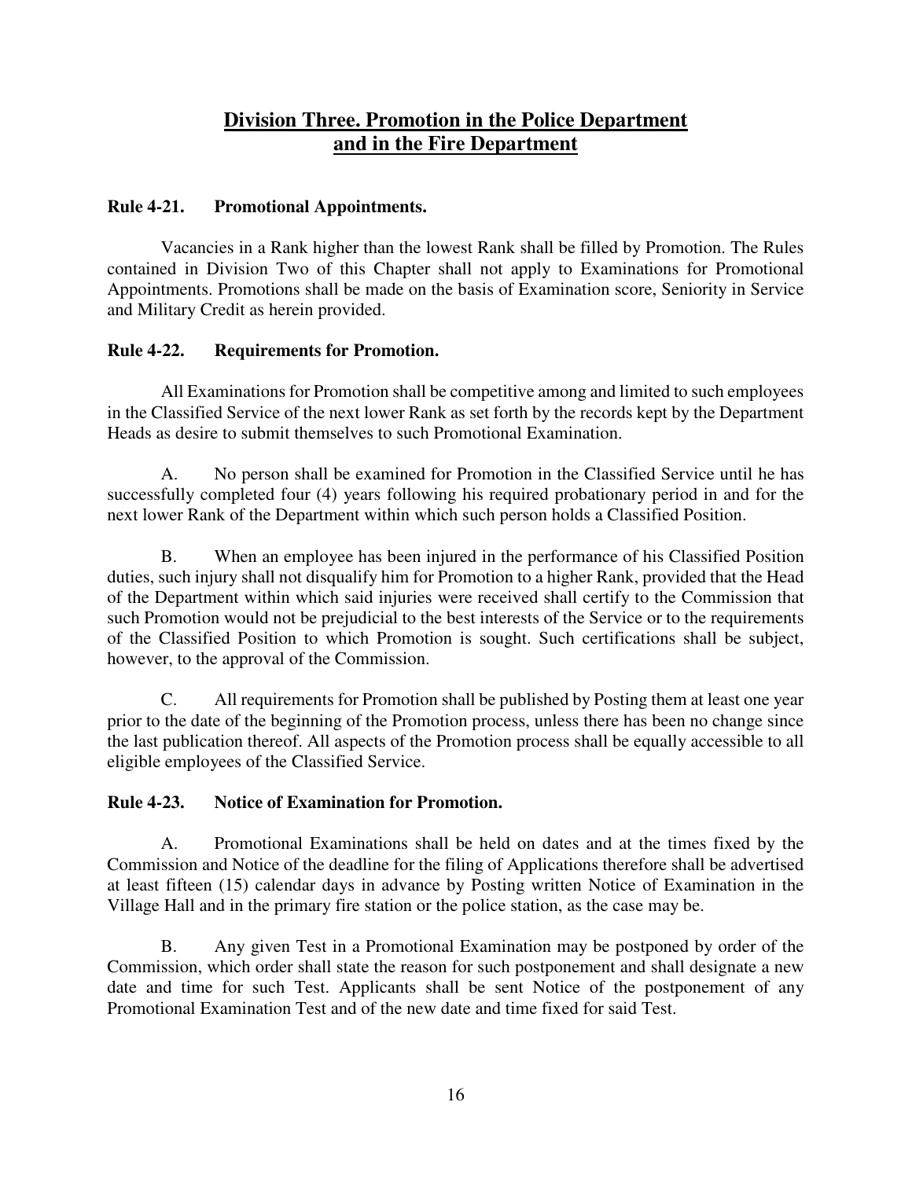## Division Three. Promotion in the Police Department and in the Fire Department

**Rule 4-21. Promotional Appointments.**

Vacancies in a Rank higher than the lowest Rank shall be filled by Promotion. The Rules contained in Division Two of this Chapter shall not apply to Examinations for Promotional Appointments. Promotions shall be made on the basis of Examination score, Seniority in Service and Military Credit as herein provided.

**Rule 4-22. Requirements for Promotion.**

All Examinations for Promotion shall be competitive among and limited to such employees in the Classified Service of the next lower Rank as set forth by the records kept by the Department Heads as desire to submit themselves to such Promotional Examination.

A. No person shall be examined for Promotion in the Classified Service until he has successfully completed four (4) years following his required probationary period in and for the next lower Rank of the Department within which such person holds a Classified Position.

B. When an employee has been injured in the performance of his Classified Position duties, such injury shall not disqualify him for Promotion to a higher Rank, provided that the Head of the Department within which said injuries were received shall certify to the Commission that such Promotion would not be prejudicial to the best interests of the Service or to the requirements of the Classified Position to which Promotion is sought. Such certifications shall be subject, however, to the approval of the Commission.

C. All requirements for Promotion shall be published by Posting them at least one year prior to the date of the beginning of the Promotion process, unless there has been no change since the last publication thereof. All aspects of the Promotion process shall be equally accessible to all eligible employees of the Classified Service.

**Rule 4-23. Notice of Examination for Promotion.**

A. Promotional Examinations shall be held on dates and at the times fixed by the Commission and Notice of the deadline for the filing of Applications therefore shall be advertised at least fifteen (15) calendar days in advance by Posting written Notice of Examination in the Village Hall and in the primary fire station or the police station, as the case may be.

B. Any given Test in a Promotional Examination may be postponed by order of the Commission, which order shall state the reason for such postponement and shall designate a new date and time for such Test. Applicants shall be sent Notice of the postponement of any Promotional Examination Test and of the new date and time fixed for said Test.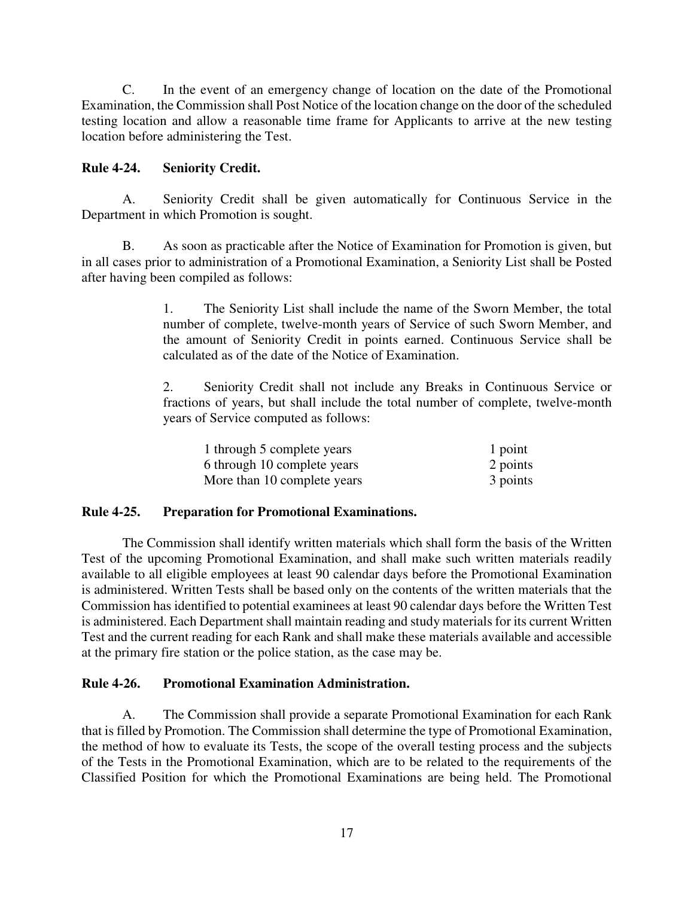C. In the event of an emergency change of location on the date of the Promotional Examination, the Commission shall Post Notice of the location change on the door of the scheduled testing location and allow a reasonable time frame for Applicants to arrive at the new testing location before administering the Test.

**Rule 4-24. Seniority Credit.**

A. Seniority Credit shall be given automatically for Continuous Service in the Department in which Promotion is sought.

B. As soon as practicable after the Notice of Examination for Promotion is given, but in all cases prior to administration of a Promotional Examination, a Seniority List shall be Posted after having been compiled as follows:

> 1. The Seniority List shall include the name of the Sworn Member, the total number of complete, twelve-month years of Service of such Sworn Member, and the amount of Seniority Credit in points earned. Continuous Service shall be calculated as of the date of the Notice of Examination.
>
> 2. Seniority Credit shall not include any Breaks in Continuous Service or fractions of years, but shall include the total number of complete, twelve-month years of Service computed as follows:

| Years of Service | Points |
|---|---|
| 1 through 5 complete years | 1 point |
| 6 through 10 complete years | 2 points |
| More than 10 complete years | 3 points |

**Rule 4-25. Preparation for Promotional Examinations.**

The Commission shall identify written materials which shall form the basis of the Written Test of the upcoming Promotional Examination, and shall make such written materials readily available to all eligible employees at least 90 calendar days before the Promotional Examination is administered. Written Tests shall be based only on the contents of the written materials that the Commission has identified to potential examinees at least 90 calendar days before the Written Test is administered. Each Department shall maintain reading and study materials for its current Written Test and the current reading for each Rank and shall make these materials available and accessible at the primary fire station or the police station, as the case may be.

**Rule 4-26. Promotional Examination Administration.**

A. The Commission shall provide a separate Promotional Examination for each Rank that is filled by Promotion. The Commission shall determine the type of Promotional Examination, the method of how to evaluate its Tests, the scope of the overall testing process and the subjects of the Tests in the Promotional Examination, which are to be related to the requirements of the Classified Position for which the Promotional Examinations are being held. The Promotional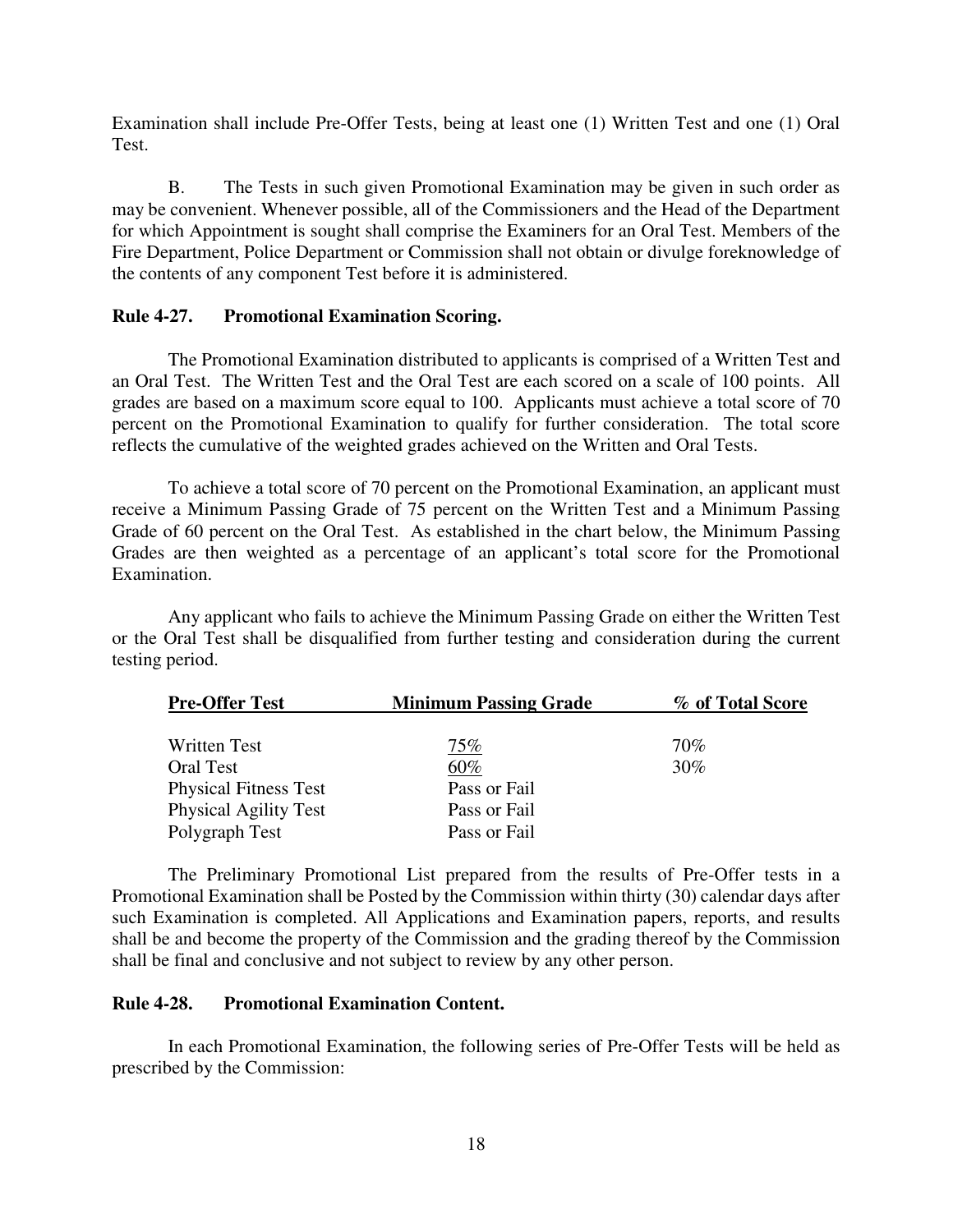Examination shall include Pre-Offer Tests, being at least one (1) Written Test and one (1) Oral Test.

B. The Tests in such given Promotional Examination may be given in such order as may be convenient. Whenever possible, all of the Commissioners and the Head of the Department for which Appointment is sought shall comprise the Examiners for an Oral Test. Members of the Fire Department, Police Department or Commission shall not obtain or divulge foreknowledge of the contents of any component Test before it is administered.

**Rule 4-27. Promotional Examination Scoring.**

The Promotional Examination distributed to applicants is comprised of a Written Test and an Oral Test. The Written Test and the Oral Test are each scored on a scale of 100 points. All grades are based on a maximum score equal to 100. Applicants must achieve a total score of 70 percent on the Promotional Examination to qualify for further consideration. The total score reflects the cumulative of the weighted grades achieved on the Written and Oral Tests.

To achieve a total score of 70 percent on the Promotional Examination, an applicant must receive a Minimum Passing Grade of 75 percent on the Written Test and a Minimum Passing Grade of 60 percent on the Oral Test. As established in the chart below, the Minimum Passing Grades are then weighted as a percentage of an applicant's total score for the Promotional Examination.

Any applicant who fails to achieve the Minimum Passing Grade on either the Written Test or the Oral Test shall be disqualified from further testing and consideration during the current testing period.

| Pre-Offer Test | Minimum Passing Grade | % of Total Score |
| --- | --- | --- |
| Written Test | 75% | 70% |
| Oral Test | 60% | 30% |
| Physical Fitness Test | Pass or Fail | |
| Physical Agility Test | Pass or Fail | |
| Polygraph Test | Pass or Fail | |

The Preliminary Promotional List prepared from the results of Pre-Offer tests in a Promotional Examination shall be Posted by the Commission within thirty (30) calendar days after such Examination is completed. All Applications and Examination papers, reports, and results shall be and become the property of the Commission and the grading thereof by the Commission shall be final and conclusive and not subject to review by any other person.

**Rule 4-28. Promotional Examination Content.**

In each Promotional Examination, the following series of Pre-Offer Tests will be held as prescribed by the Commission: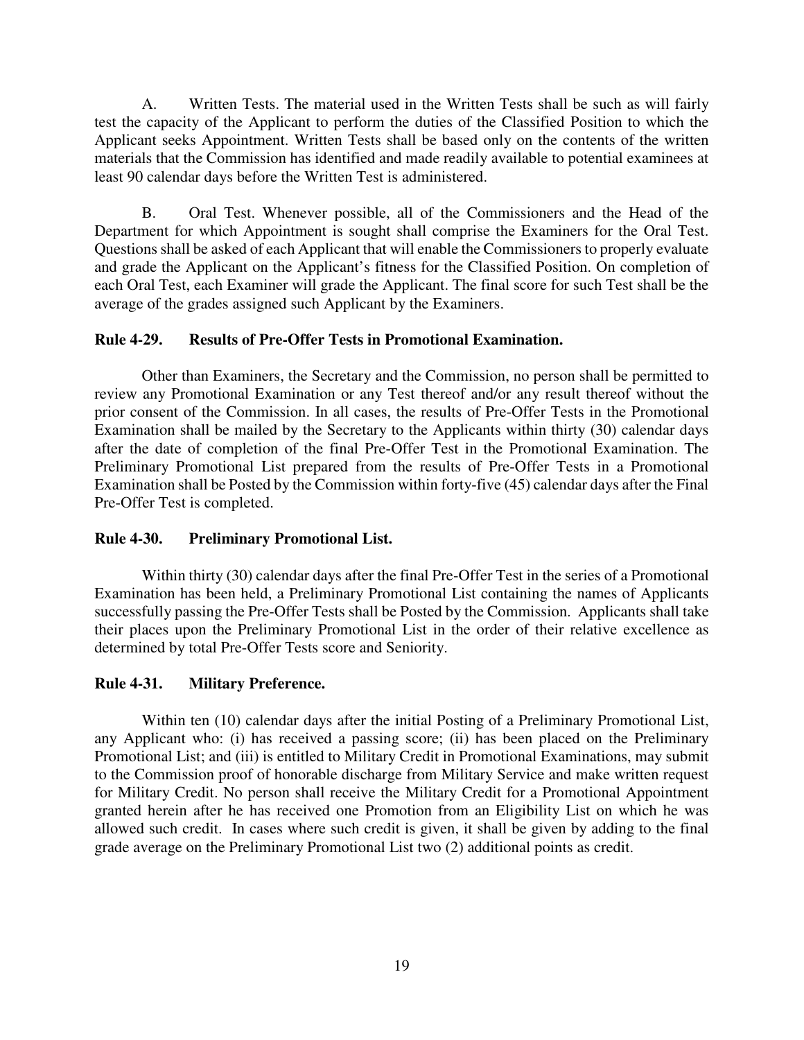A. Written Tests. The material used in the Written Tests shall be such as will fairly test the capacity of the Applicant to perform the duties of the Classified Position to which the Applicant seeks Appointment. Written Tests shall be based only on the contents of the written materials that the Commission has identified and made readily available to potential examinees at least 90 calendar days before the Written Test is administered.

B. Oral Test. Whenever possible, all of the Commissioners and the Head of the Department for which Appointment is sought shall comprise the Examiners for the Oral Test. Questions shall be asked of each Applicant that will enable the Commissioners to properly evaluate and grade the Applicant on the Applicant's fitness for the Classified Position. On completion of each Oral Test, each Examiner will grade the Applicant. The final score for such Test shall be the average of the grades assigned such Applicant by the Examiners.

**Rule 4-29. Results of Pre-Offer Tests in Promotional Examination.**

Other than Examiners, the Secretary and the Commission, no person shall be permitted to review any Promotional Examination or any Test thereof and/or any result thereof without the prior consent of the Commission. In all cases, the results of Pre-Offer Tests in the Promotional Examination shall be mailed by the Secretary to the Applicants within thirty (30) calendar days after the date of completion of the final Pre-Offer Test in the Promotional Examination. The Preliminary Promotional List prepared from the results of Pre-Offer Tests in a Promotional Examination shall be Posted by the Commission within forty-five (45) calendar days after the Final Pre-Offer Test is completed.

**Rule 4-30. Preliminary Promotional List.**

Within thirty (30) calendar days after the final Pre-Offer Test in the series of a Promotional Examination has been held, a Preliminary Promotional List containing the names of Applicants successfully passing the Pre-Offer Tests shall be Posted by the Commission. Applicants shall take their places upon the Preliminary Promotional List in the order of their relative excellence as determined by total Pre-Offer Tests score and Seniority.

**Rule 4-31. Military Preference.**

Within ten (10) calendar days after the initial Posting of a Preliminary Promotional List, any Applicant who: (i) has received a passing score; (ii) has been placed on the Preliminary Promotional List; and (iii) is entitled to Military Credit in Promotional Examinations, may submit to the Commission proof of honorable discharge from Military Service and make written request for Military Credit. No person shall receive the Military Credit for a Promotional Appointment granted herein after he has received one Promotion from an Eligibility List on which he was allowed such credit. In cases where such credit is given, it shall be given by adding to the final grade average on the Preliminary Promotional List two (2) additional points as credit.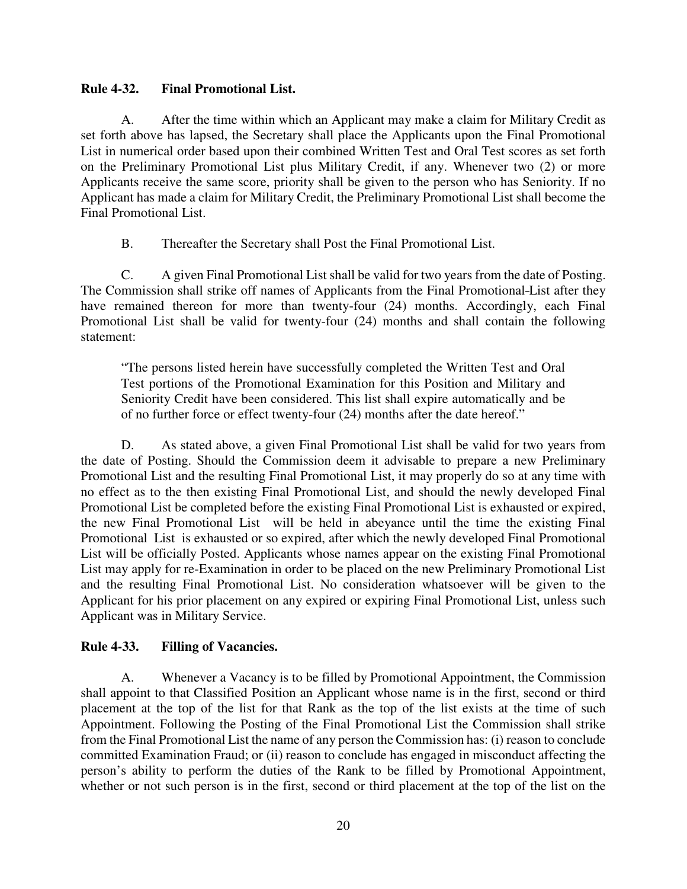**Rule 4-32. Final Promotional List.**

A. After the time within which an Applicant may make a claim for Military Credit as set forth above has lapsed, the Secretary shall place the Applicants upon the Final Promotional List in numerical order based upon their combined Written Test and Oral Test scores as set forth on the Preliminary Promotional List plus Military Credit, if any. Whenever two (2) or more Applicants receive the same score, priority shall be given to the person who has Seniority. If no Applicant has made a claim for Military Credit, the Preliminary Promotional List shall become the Final Promotional List.

B. Thereafter the Secretary shall Post the Final Promotional List.

C. A given Final Promotional List shall be valid for two years from the date of Posting. The Commission shall strike off names of Applicants from the Final Promotional List after they have remained thereon for more than twenty-four (24) months. Accordingly, each Final Promotional List shall be valid for twenty-four (24) months and shall contain the following statement:

> "The persons listed herein have successfully completed the Written Test and Oral Test portions of the Promotional Examination for this Position and Military and Seniority Credit have been considered. This list shall expire automatically and be of no further force or effect twenty-four (24) months after the date hereof."

D. As stated above, a given Final Promotional List shall be valid for two years from the date of Posting. Should the Commission deem it advisable to prepare a new Preliminary Promotional List and the resulting Final Promotional List, it may properly do so at any time with no effect as to the then existing Final Promotional List, and should the newly developed Final Promotional List be completed before the existing Final Promotional List is exhausted or expired, the new Final Promotional List will be held in abeyance until the time the existing Final Promotional List is exhausted or so expired, after which the newly developed Final Promotional List will be officially Posted. Applicants whose names appear on the existing Final Promotional List may apply for re-Examination in order to be placed on the new Preliminary Promotional List and the resulting Final Promotional List. No consideration whatsoever will be given to the Applicant for his prior placement on any expired or expiring Final Promotional List, unless such Applicant was in Military Service.

**Rule 4-33. Filling of Vacancies.**

A. Whenever a Vacancy is to be filled by Promotional Appointment, the Commission shall appoint to that Classified Position an Applicant whose name is in the first, second or third placement at the top of the list for that Rank as the top of the list exists at the time of such Appointment. Following the Posting of the Final Promotional List the Commission shall strike from the Final Promotional List the name of any person the Commission has: (i) reason to conclude committed Examination Fraud; or (ii) reason to conclude has engaged in misconduct affecting the person's ability to perform the duties of the Rank to be filled by Promotional Appointment, whether or not such person is in the first, second or third placement at the top of the list on the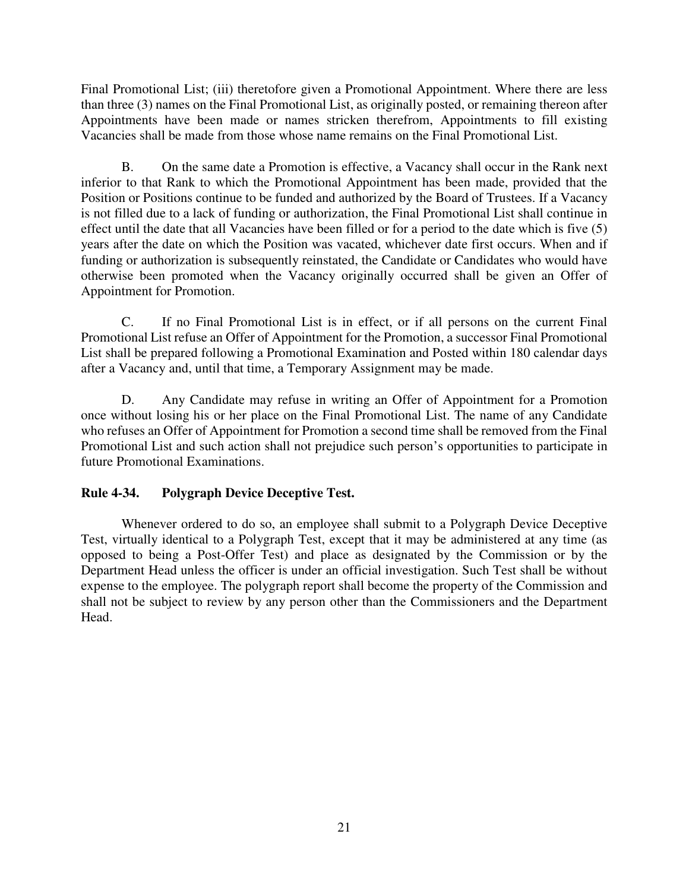Final Promotional List; (iii) theretofore given a Promotional Appointment. Where there are less than three (3) names on the Final Promotional List, as originally posted, or remaining thereon after Appointments have been made or names stricken therefrom, Appointments to fill existing Vacancies shall be made from those whose name remains on the Final Promotional List.

B. On the same date a Promotion is effective, a Vacancy shall occur in the Rank next inferior to that Rank to which the Promotional Appointment has been made, provided that the Position or Positions continue to be funded and authorized by the Board of Trustees. If a Vacancy is not filled due to a lack of funding or authorization, the Final Promotional List shall continue in effect until the date that all Vacancies have been filled or for a period to the date which is five (5) years after the date on which the Position was vacated, whichever date first occurs. When and if funding or authorization is subsequently reinstated, the Candidate or Candidates who would have otherwise been promoted when the Vacancy originally occurred shall be given an Offer of Appointment for Promotion.

C. If no Final Promotional List is in effect, or if all persons on the current Final Promotional List refuse an Offer of Appointment for the Promotion, a successor Final Promotional List shall be prepared following a Promotional Examination and Posted within 180 calendar days after a Vacancy and, until that time, a Temporary Assignment may be made.

D. Any Candidate may refuse in writing an Offer of Appointment for a Promotion once without losing his or her place on the Final Promotional List. The name of any Candidate who refuses an Offer of Appointment for Promotion a second time shall be removed from the Final Promotional List and such action shall not prejudice such person's opportunities to participate in future Promotional Examinations.

**Rule 4-34. Polygraph Device Deceptive Test.**

Whenever ordered to do so, an employee shall submit to a Polygraph Device Deceptive Test, virtually identical to a Polygraph Test, except that it may be administered at any time (as opposed to being a Post-Offer Test) and place as designated by the Commission or by the Department Head unless the officer is under an official investigation. Such Test shall be without expense to the employee. The polygraph report shall become the property of the Commission and shall not be subject to review by any person other than the Commissioners and the Department Head.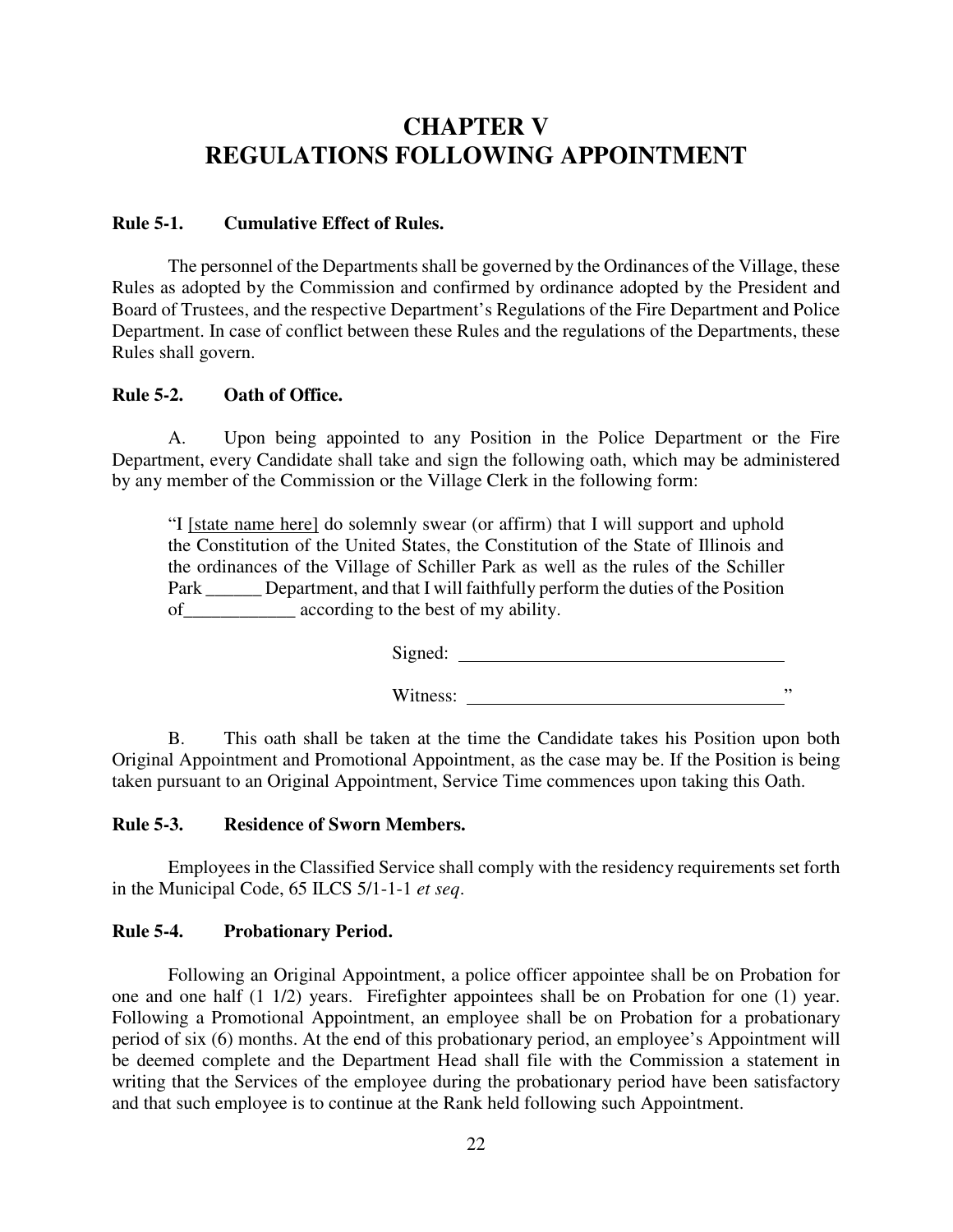# CHAPTER V
# REGULATIONS FOLLOWING APPOINTMENT

**Rule 5-1. Cumulative Effect of Rules.**

The personnel of the Departments shall be governed by the Ordinances of the Village, these Rules as adopted by the Commission and confirmed by ordinance adopted by the President and Board of Trustees, and the respective Department's Regulations of the Fire Department and Police Department. In case of conflict between these Rules and the regulations of the Departments, these Rules shall govern.

**Rule 5-2. Oath of Office.**

A. Upon being appointed to any Position in the Police Department or the Fire Department, every Candidate shall take and sign the following oath, which may be administered by any member of the Commission or the Village Clerk in the following form:

> "I [state name here] do solemnly swear (or affirm) that I will support and uphold the Constitution of the United States, the Constitution of the State of Illinois and the ordinances of the Village of Schiller Park as well as the rules of the Schiller Park ______ Department, and that I will faithfully perform the duties of the Position of____________ according to the best of my ability.
>
> Signed: ____________________________________
>
> Witness: ___________________________________"

B. This oath shall be taken at the time the Candidate takes his Position upon both Original Appointment and Promotional Appointment, as the case may be. If the Position is being taken pursuant to an Original Appointment, Service Time commences upon taking this Oath.

**Rule 5-3. Residence of Sworn Members.**

Employees in the Classified Service shall comply with the residency requirements set forth in the Municipal Code, 65 ILCS 5/1-1-1 *et seq*.

**Rule 5-4. Probationary Period.**

Following an Original Appointment, a police officer appointee shall be on Probation for one and one half (1 1/2) years. Firefighter appointees shall be on Probation for one (1) year. Following a Promotional Appointment, an employee shall be on Probation for a probationary period of six (6) months. At the end of this probationary period, an employee's Appointment will be deemed complete and the Department Head shall file with the Commission a statement in writing that the Services of the employee during the probationary period have been satisfactory and that such employee is to continue at the Rank held following such Appointment.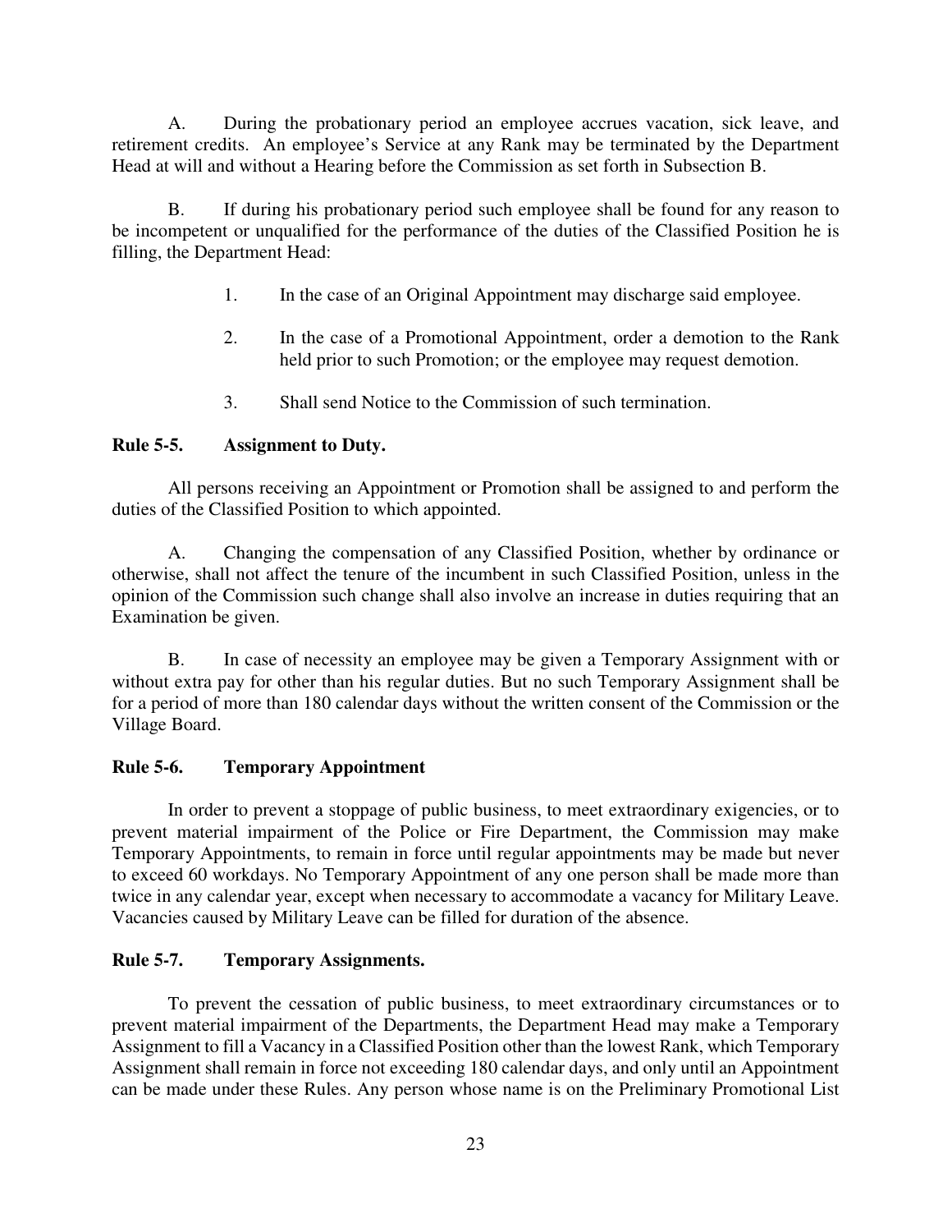A. During the probationary period an employee accrues vacation, sick leave, and retirement credits. An employee's Service at any Rank may be terminated by the Department Head at will and without a Hearing before the Commission as set forth in Subsection B.

B. If during his probationary period such employee shall be found for any reason to be incompetent or unqualified for the performance of the duties of the Classified Position he is filling, the Department Head:

1. In the case of an Original Appointment may discharge said employee.
2. In the case of a Promotional Appointment, order a demotion to the Rank held prior to such Promotion; or the employee may request demotion.
3. Shall send Notice to the Commission of such termination.

**Rule 5-5. Assignment to Duty.**

All persons receiving an Appointment or Promotion shall be assigned to and perform the duties of the Classified Position to which appointed.

A. Changing the compensation of any Classified Position, whether by ordinance or otherwise, shall not affect the tenure of the incumbent in such Classified Position, unless in the opinion of the Commission such change shall also involve an increase in duties requiring that an Examination be given.

B. In case of necessity an employee may be given a Temporary Assignment with or without extra pay for other than his regular duties. But no such Temporary Assignment shall be for a period of more than 180 calendar days without the written consent of the Commission or the Village Board.

**Rule 5-6. Temporary Appointment**

In order to prevent a stoppage of public business, to meet extraordinary exigencies, or to prevent material impairment of the Police or Fire Department, the Commission may make Temporary Appointments, to remain in force until regular appointments may be made but never to exceed 60 workdays. No Temporary Appointment of any one person shall be made more than twice in any calendar year, except when necessary to accommodate a vacancy for Military Leave. Vacancies caused by Military Leave can be filled for duration of the absence.

**Rule 5-7. Temporary Assignments.**

To prevent the cessation of public business, to meet extraordinary circumstances or to prevent material impairment of the Departments, the Department Head may make a Temporary Assignment to fill a Vacancy in a Classified Position other than the lowest Rank, which Temporary Assignment shall remain in force not exceeding 180 calendar days, and only until an Appointment can be made under these Rules. Any person whose name is on the Preliminary Promotional List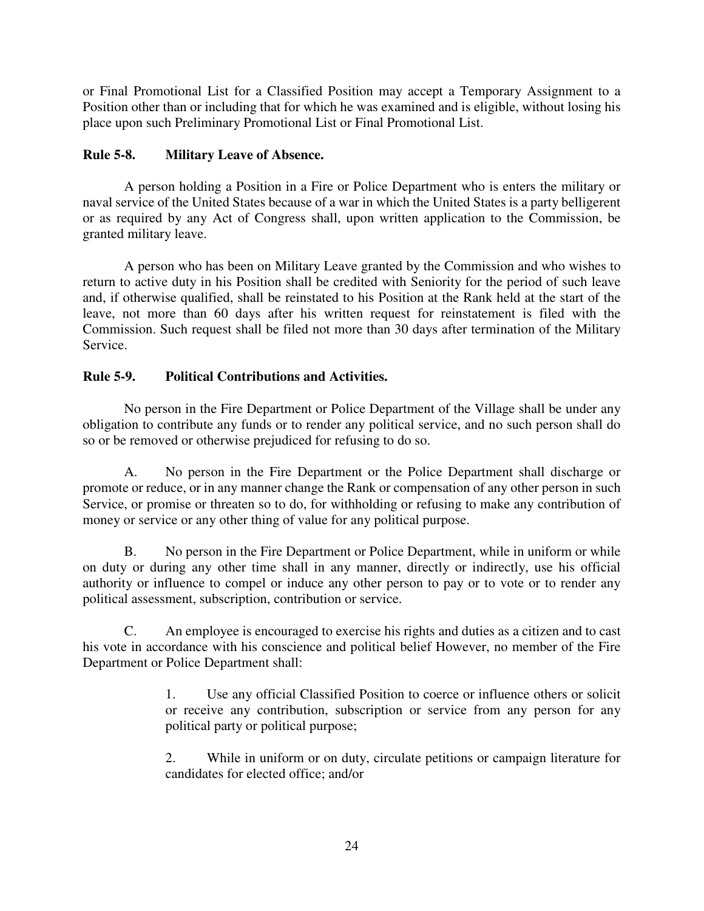or Final Promotional List for a Classified Position may accept a Temporary Assignment to a Position other than or including that for which he was examined and is eligible, without losing his place upon such Preliminary Promotional List or Final Promotional List.

**Rule 5-8. Military Leave of Absence.**

A person holding a Position in a Fire or Police Department who is enters the military or naval service of the United States because of a war in which the United States is a party belligerent or as required by any Act of Congress shall, upon written application to the Commission, be granted military leave.

A person who has been on Military Leave granted by the Commission and who wishes to return to active duty in his Position shall be credited with Seniority for the period of such leave and, if otherwise qualified, shall be reinstated to his Position at the Rank held at the start of the leave, not more than 60 days after his written request for reinstatement is filed with the Commission. Such request shall be filed not more than 30 days after termination of the Military Service.

**Rule 5-9. Political Contributions and Activities.**

No person in the Fire Department or Police Department of the Village shall be under any obligation to contribute any funds or to render any political service, and no such person shall do so or be removed or otherwise prejudiced for refusing to do so.

A. No person in the Fire Department or the Police Department shall discharge or promote or reduce, or in any manner change the Rank or compensation of any other person in such Service, or promise or threaten so to do, for withholding or refusing to make any contribution of money or service or any other thing of value for any political purpose.

B. No person in the Fire Department or Police Department, while in uniform or while on duty or during any other time shall in any manner, directly or indirectly, use his official authority or influence to compel or induce any other person to pay or to vote or to render any political assessment, subscription, contribution or service.

C. An employee is encouraged to exercise his rights and duties as a citizen and to cast his vote in accordance with his conscience and political belief However, no member of the Fire Department or Police Department shall:

1. Use any official Classified Position to coerce or influence others or solicit or receive any contribution, subscription or service from any person for any political party or political purpose;

2. While in uniform or on duty, circulate petitions or campaign literature for candidates for elected office; and/or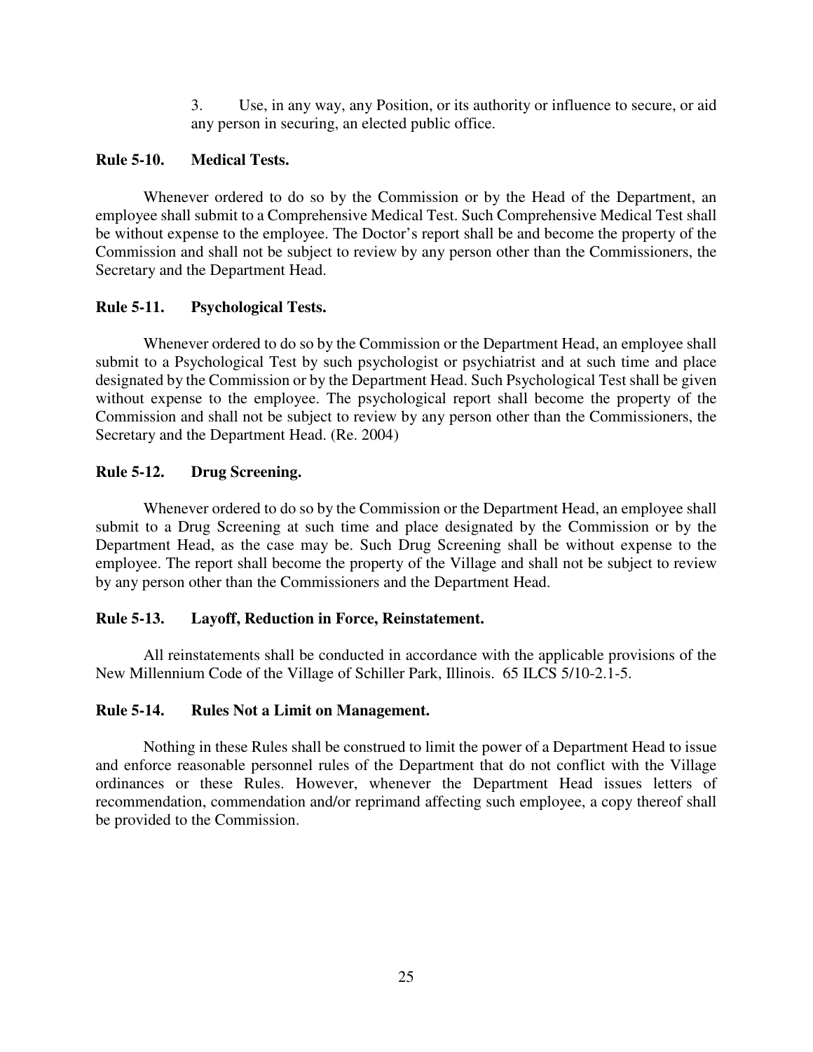3. Use, in any way, any Position, or its authority or influence to secure, or aid any person in securing, an elected public office.

**Rule 5-10. Medical Tests.**

Whenever ordered to do so by the Commission or by the Head of the Department, an employee shall submit to a Comprehensive Medical Test. Such Comprehensive Medical Test shall be without expense to the employee. The Doctor's report shall be and become the property of the Commission and shall not be subject to review by any person other than the Commissioners, the Secretary and the Department Head.

**Rule 5-11. Psychological Tests.**

Whenever ordered to do so by the Commission or the Department Head, an employee shall submit to a Psychological Test by such psychologist or psychiatrist and at such time and place designated by the Commission or by the Department Head. Such Psychological Test shall be given without expense to the employee. The psychological report shall become the property of the Commission and shall not be subject to review by any person other than the Commissioners, the Secretary and the Department Head. (Re. 2004)

**Rule 5-12. Drug Screening.**

Whenever ordered to do so by the Commission or the Department Head, an employee shall submit to a Drug Screening at such time and place designated by the Commission or by the Department Head, as the case may be. Such Drug Screening shall be without expense to the employee. The report shall become the property of the Village and shall not be subject to review by any person other than the Commissioners and the Department Head.

**Rule 5-13. Layoff, Reduction in Force, Reinstatement.**

All reinstatements shall be conducted in accordance with the applicable provisions of the New Millennium Code of the Village of Schiller Park, Illinois. 65 ILCS 5/10-2.1-5.

**Rule 5-14. Rules Not a Limit on Management.**

Nothing in these Rules shall be construed to limit the power of a Department Head to issue and enforce reasonable personnel rules of the Department that do not conflict with the Village ordinances or these Rules. However, whenever the Department Head issues letters of recommendation, commendation and/or reprimand affecting such employee, a copy thereof shall be provided to the Commission.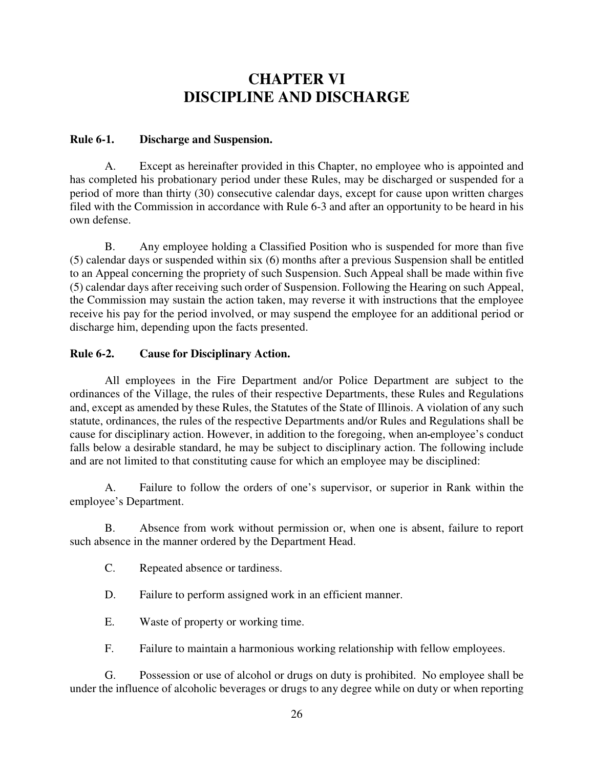# CHAPTER VI
# DISCIPLINE AND DISCHARGE

**Rule 6-1. Discharge and Suspension.**

A. Except as hereinafter provided in this Chapter, no employee who is appointed and has completed his probationary period under these Rules, may be discharged or suspended for a period of more than thirty (30) consecutive calendar days, except for cause upon written charges filed with the Commission in accordance with Rule 6-3 and after an opportunity to be heard in his own defense.

B. Any employee holding a Classified Position who is suspended for more than five (5) calendar days or suspended within six (6) months after a previous Suspension shall be entitled to an Appeal concerning the propriety of such Suspension. Such Appeal shall be made within five (5) calendar days after receiving such order of Suspension. Following the Hearing on such Appeal, the Commission may sustain the action taken, may reverse it with instructions that the employee receive his pay for the period involved, or may suspend the employee for an additional period or discharge him, depending upon the facts presented.

**Rule 6-2. Cause for Disciplinary Action.**

All employees in the Fire Department and/or Police Department are subject to the ordinances of the Village, the rules of their respective Departments, these Rules and Regulations and, except as amended by these Rules, the Statutes of the State of Illinois. A violation of any such statute, ordinances, the rules of the respective Departments and/or Rules and Regulations shall be cause for disciplinary action. However, in addition to the foregoing, when an-employee's conduct falls below a desirable standard, he may be subject to disciplinary action. The following include and are not limited to that constituting cause for which an employee may be disciplined:

A. Failure to follow the orders of one's supervisor, or superior in Rank within the employee's Department.

B. Absence from work without permission or, when one is absent, failure to report such absence in the manner ordered by the Department Head.

C. Repeated absence or tardiness.

D. Failure to perform assigned work in an efficient manner.

E. Waste of property or working time.

F. Failure to maintain a harmonious working relationship with fellow employees.

G. Possession or use of alcohol or drugs on duty is prohibited. No employee shall be under the influence of alcoholic beverages or drugs to any degree while on duty or when reporting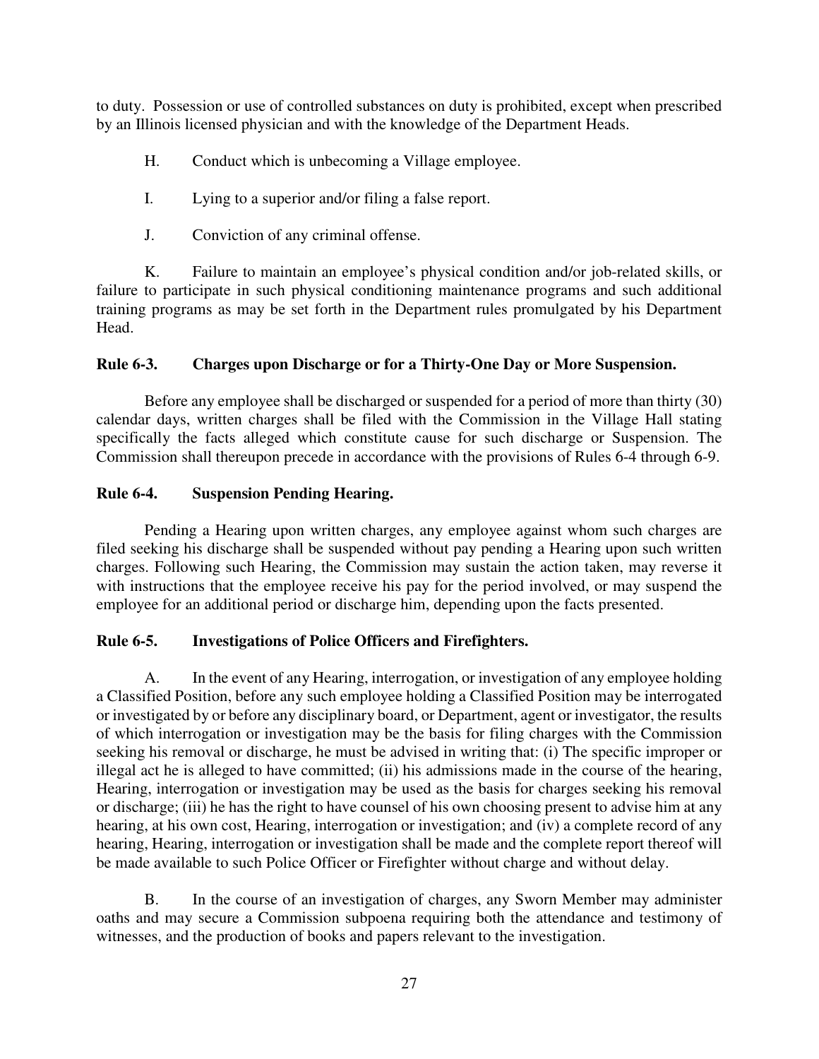to duty. Possession or use of controlled substances on duty is prohibited, except when prescribed by an Illinois licensed physician and with the knowledge of the Department Heads.

H. Conduct which is unbecoming a Village employee.

I. Lying to a superior and/or filing a false report.

J. Conviction of any criminal offense.

K. Failure to maintain an employee's physical condition and/or job-related skills, or failure to participate in such physical conditioning maintenance programs and such additional training programs as may be set forth in the Department rules promulgated by his Department Head.

**Rule 6-3. Charges upon Discharge or for a Thirty-One Day or More Suspension.**

Before any employee shall be discharged or suspended for a period of more than thirty (30) calendar days, written charges shall be filed with the Commission in the Village Hall stating specifically the facts alleged which constitute cause for such discharge or Suspension. The Commission shall thereupon precede in accordance with the provisions of Rules 6-4 through 6-9.

**Rule 6-4. Suspension Pending Hearing.**

Pending a Hearing upon written charges, any employee against whom such charges are filed seeking his discharge shall be suspended without pay pending a Hearing upon such written charges. Following such Hearing, the Commission may sustain the action taken, may reverse it with instructions that the employee receive his pay for the period involved, or may suspend the employee for an additional period or discharge him, depending upon the facts presented.

**Rule 6-5. Investigations of Police Officers and Firefighters.**

A. In the event of any Hearing, interrogation, or investigation of any employee holding a Classified Position, before any such employee holding a Classified Position may be interrogated or investigated by or before any disciplinary board, or Department, agent or investigator, the results of which interrogation or investigation may be the basis for filing charges with the Commission seeking his removal or discharge, he must be advised in writing that: (i) The specific improper or illegal act he is alleged to have committed; (ii) his admissions made in the course of the hearing, Hearing, interrogation or investigation may be used as the basis for charges seeking his removal or discharge; (iii) he has the right to have counsel of his own choosing present to advise him at any hearing, at his own cost, Hearing, interrogation or investigation; and (iv) a complete record of any hearing, Hearing, interrogation or investigation shall be made and the complete report thereof will be made available to such Police Officer or Firefighter without charge and without delay.

B. In the course of an investigation of charges, any Sworn Member may administer oaths and may secure a Commission subpoena requiring both the attendance and testimony of witnesses, and the production of books and papers relevant to the investigation.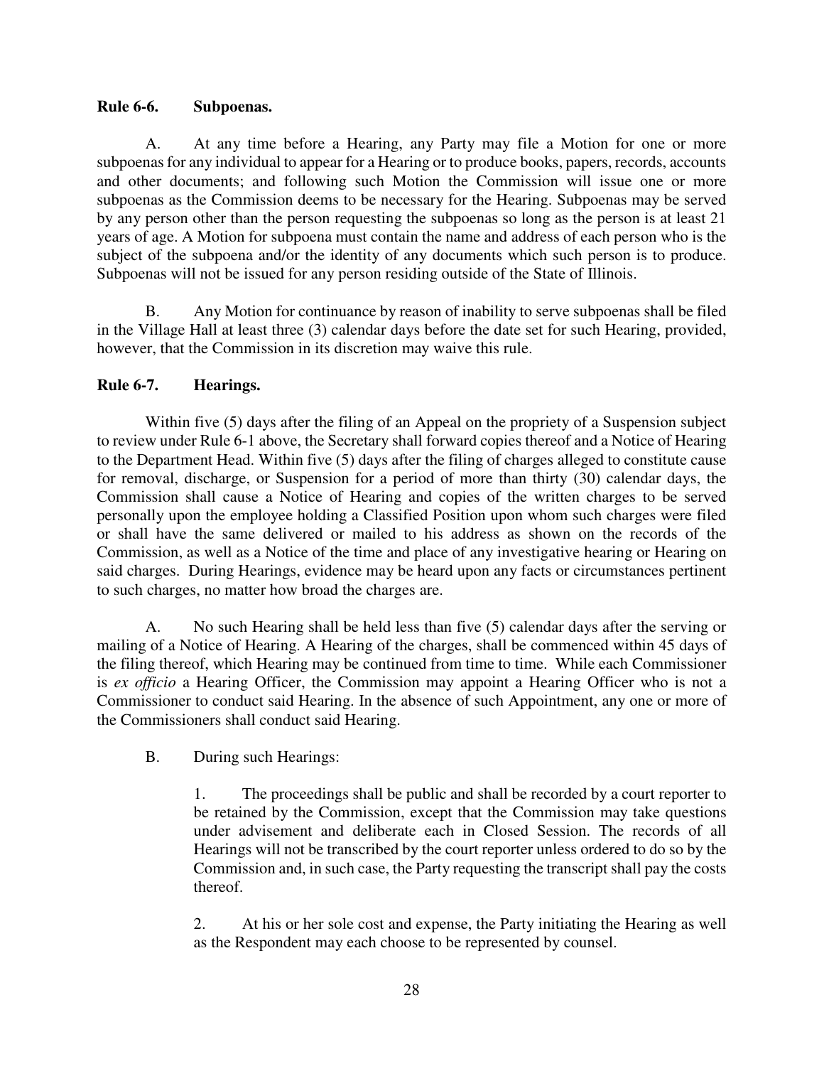**Rule 6-6. Subpoenas.**

A. At any time before a Hearing, any Party may file a Motion for one or more subpoenas for any individual to appear for a Hearing or to produce books, papers, records, accounts and other documents; and following such Motion the Commission will issue one or more subpoenas as the Commission deems to be necessary for the Hearing. Subpoenas may be served by any person other than the person requesting the subpoenas so long as the person is at least 21 years of age. A Motion for subpoena must contain the name and address of each person who is the subject of the subpoena and/or the identity of any documents which such person is to produce. Subpoenas will not be issued for any person residing outside of the State of Illinois.

B. Any Motion for continuance by reason of inability to serve subpoenas shall be filed in the Village Hall at least three (3) calendar days before the date set for such Hearing, provided, however, that the Commission in its discretion may waive this rule.

**Rule 6-7. Hearings.**

Within five (5) days after the filing of an Appeal on the propriety of a Suspension subject to review under Rule 6-1 above, the Secretary shall forward copies thereof and a Notice of Hearing to the Department Head. Within five (5) days after the filing of charges alleged to constitute cause for removal, discharge, or Suspension for a period of more than thirty (30) calendar days, the Commission shall cause a Notice of Hearing and copies of the written charges to be served personally upon the employee holding a Classified Position upon whom such charges were filed or shall have the same delivered or mailed to his address as shown on the records of the Commission, as well as a Notice of the time and place of any investigative hearing or Hearing on said charges. During Hearings, evidence may be heard upon any facts or circumstances pertinent to such charges, no matter how broad the charges are.

A. No such Hearing shall be held less than five (5) calendar days after the serving or mailing of a Notice of Hearing. A Hearing of the charges, shall be commenced within 45 days of the filing thereof, which Hearing may be continued from time to time. While each Commissioner is *ex officio* a Hearing Officer, the Commission may appoint a Hearing Officer who is not a Commissioner to conduct said Hearing. In the absence of such Appointment, any one or more of the Commissioners shall conduct said Hearing.

B. During such Hearings:

1. The proceedings shall be public and shall be recorded by a court reporter to be retained by the Commission, except that the Commission may take questions under advisement and deliberate each in Closed Session. The records of all Hearings will not be transcribed by the court reporter unless ordered to do so by the Commission and, in such case, the Party requesting the transcript shall pay the costs thereof.

2. At his or her sole cost and expense, the Party initiating the Hearing as well as the Respondent may each choose to be represented by counsel.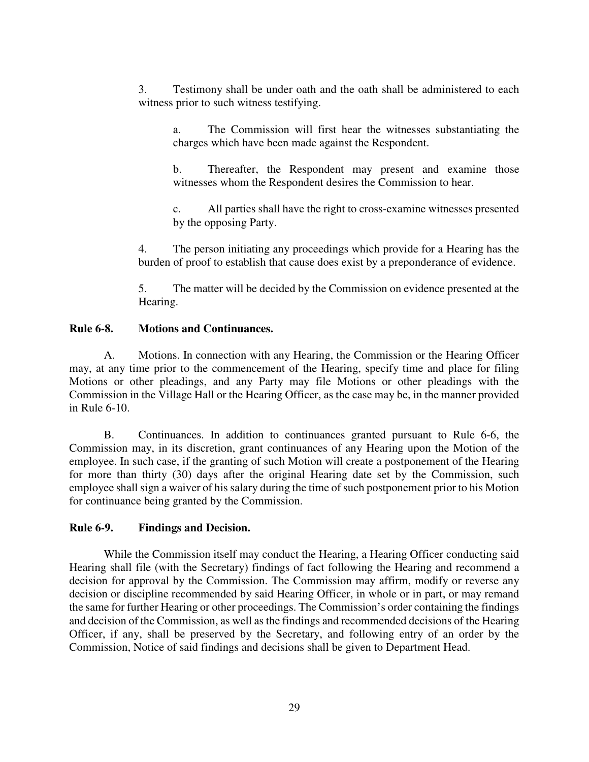3. Testimony shall be under oath and the oath shall be administered to each witness prior to such witness testifying.

   a. The Commission will first hear the witnesses substantiating the charges which have been made against the Respondent.

   b. Thereafter, the Respondent may present and examine those witnesses whom the Respondent desires the Commission to hear.

   c. All parties shall have the right to cross-examine witnesses presented by the opposing Party.

4. The person initiating any proceedings which provide for a Hearing has the burden of proof to establish that cause does exist by a preponderance of evidence.

5. The matter will be decided by the Commission on evidence presented at the Hearing.

**Rule 6-8. Motions and Continuances.**

A. Motions. In connection with any Hearing, the Commission or the Hearing Officer may, at any time prior to the commencement of the Hearing, specify time and place for filing Motions or other pleadings, and any Party may file Motions or other pleadings with the Commission in the Village Hall or the Hearing Officer, as the case may be, in the manner provided in Rule 6-10.

B. Continuances. In addition to continuances granted pursuant to Rule 6-6, the Commission may, in its discretion, grant continuances of any Hearing upon the Motion of the employee. In such case, if the granting of such Motion will create a postponement of the Hearing for more than thirty (30) days after the original Hearing date set by the Commission, such employee shall sign a waiver of his salary during the time of such postponement prior to his Motion for continuance being granted by the Commission.

**Rule 6-9. Findings and Decision.**

While the Commission itself may conduct the Hearing, a Hearing Officer conducting said Hearing shall file (with the Secretary) findings of fact following the Hearing and recommend a decision for approval by the Commission. The Commission may affirm, modify or reverse any decision or discipline recommended by said Hearing Officer, in whole or in part, or may remand the same for further Hearing or other proceedings. The Commission's order containing the findings and decision of the Commission, as well as the findings and recommended decisions of the Hearing Officer, if any, shall be preserved by the Secretary, and following entry of an order by the Commission, Notice of said findings and decisions shall be given to Department Head.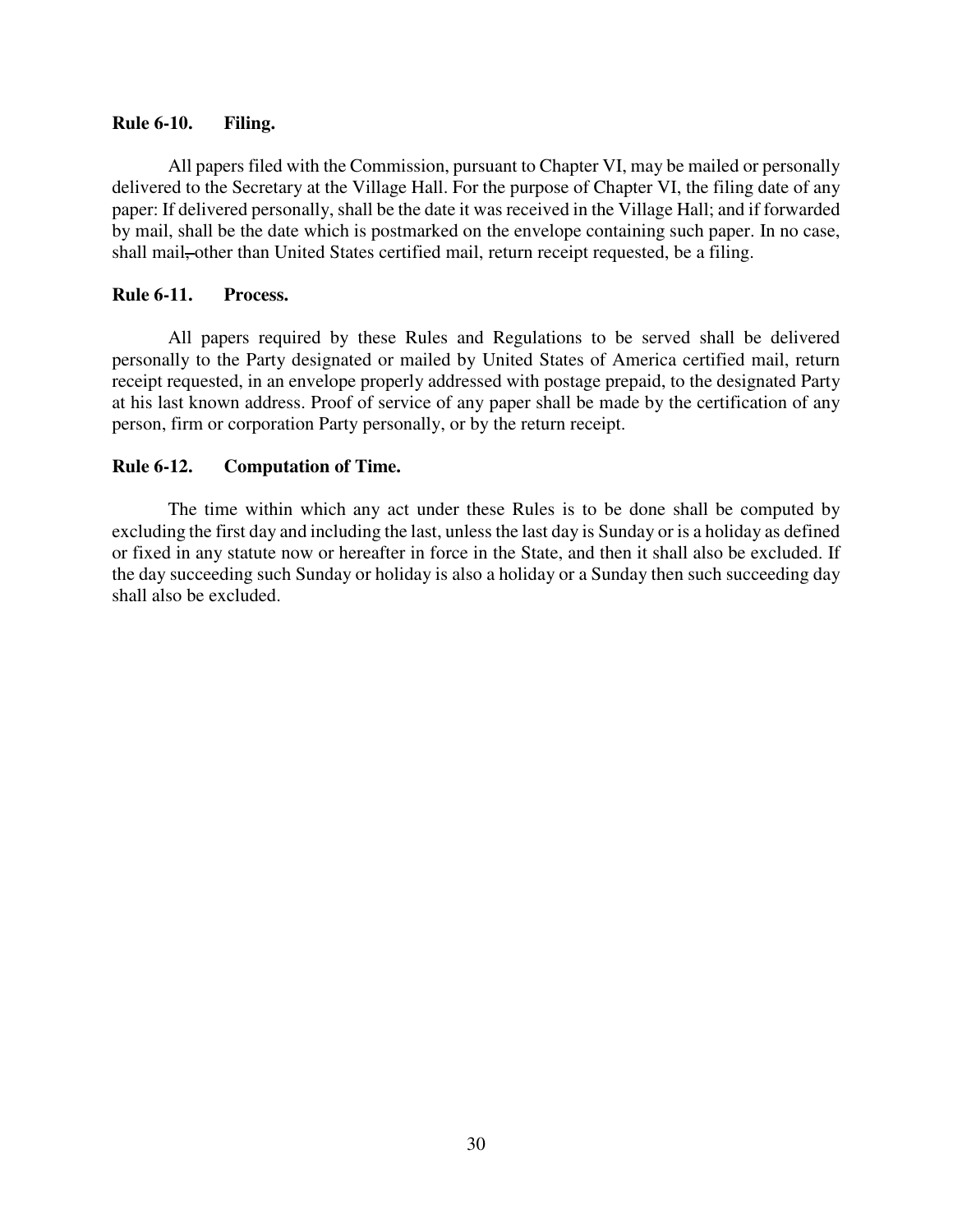### Rule 6-10. Filing.

All papers filed with the Commission, pursuant to Chapter VI, may be mailed or personally delivered to the Secretary at the Village Hall. For the purpose of Chapter VI, the filing date of any paper: If delivered personally, shall be the date it was received in the Village Hall; and if forwarded by mail, shall be the date which is postmarked on the envelope containing such paper. In no case, shall mail~~,~~ other than United States certified mail, return receipt requested, be a filing.

### Rule 6-11. Process.

All papers required by these Rules and Regulations to be served shall be delivered personally to the Party designated or mailed by United States of America certified mail, return receipt requested, in an envelope properly addressed with postage prepaid, to the designated Party at his last known address. Proof of service of any paper shall be made by the certification of any person, firm or corporation Party personally, or by the return receipt.

### Rule 6-12. Computation of Time.

The time within which any act under these Rules is to be done shall be computed by excluding the first day and including the last, unless the last day is Sunday or is a holiday as defined or fixed in any statute now or hereafter in force in the State, and then it shall also be excluded. If the day succeeding such Sunday or holiday is also a holiday or a Sunday then such succeeding day shall also be excluded.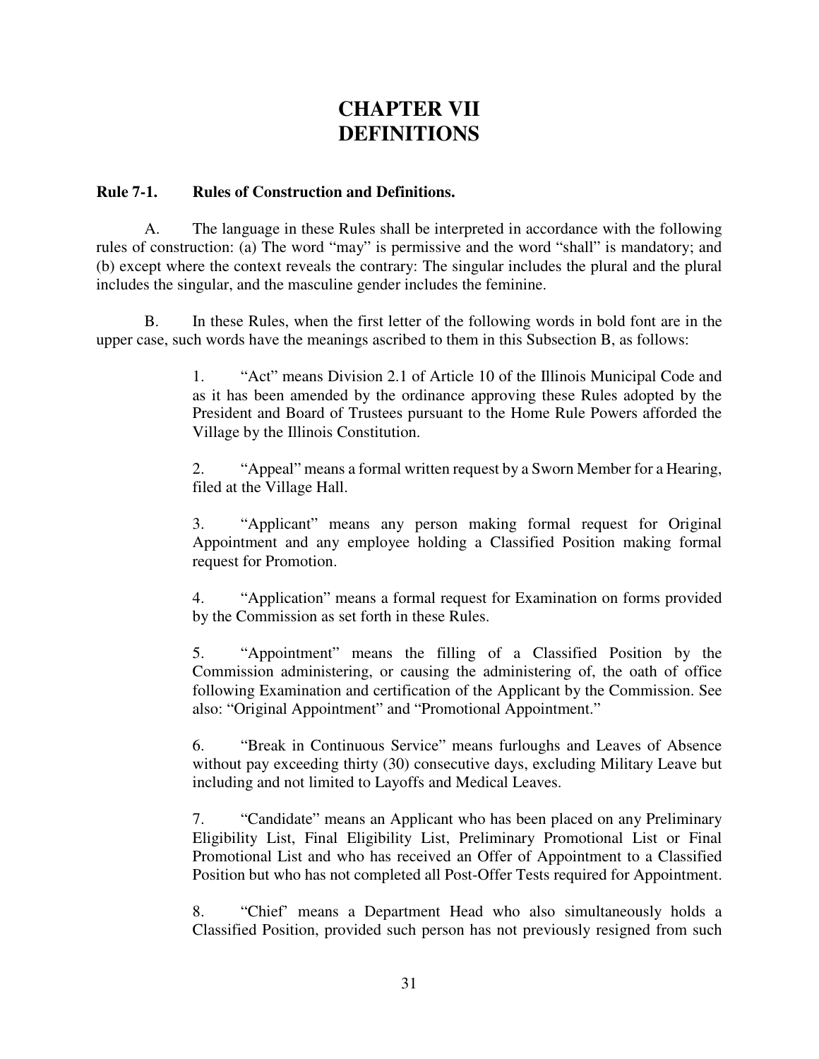# CHAPTER VII
# DEFINITIONS

**Rule 7-1. Rules of Construction and Definitions.**

A. The language in these Rules shall be interpreted in accordance with the following rules of construction: (a) The word "may" is permissive and the word "shall" is mandatory; and (b) except where the context reveals the contrary: The singular includes the plural and the plural includes the singular, and the masculine gender includes the feminine.

B. In these Rules, when the first letter of the following words in bold font are in the upper case, such words have the meanings ascribed to them in this Subsection B, as follows:

1. "Act" means Division 2.1 of Article 10 of the Illinois Municipal Code and as it has been amended by the ordinance approving these Rules adopted by the President and Board of Trustees pursuant to the Home Rule Powers afforded the Village by the Illinois Constitution.

2. "Appeal" means a formal written request by a Sworn Member for a Hearing, filed at the Village Hall.

3. "Applicant" means any person making formal request for Original Appointment and any employee holding a Classified Position making formal request for Promotion.

4. "Application" means a formal request for Examination on forms provided by the Commission as set forth in these Rules.

5. "Appointment" means the filling of a Classified Position by the Commission administering, or causing the administering of, the oath of office following Examination and certification of the Applicant by the Commission. See also: "Original Appointment" and "Promotional Appointment."

6. "Break in Continuous Service" means furloughs and Leaves of Absence without pay exceeding thirty (30) consecutive days, excluding Military Leave but including and not limited to Layoffs and Medical Leaves.

7. "Candidate" means an Applicant who has been placed on any Preliminary Eligibility List, Final Eligibility List, Preliminary Promotional List or Final Promotional List and who has received an Offer of Appointment to a Classified Position but who has not completed all Post-Offer Tests required for Appointment.

8. "Chief' means a Department Head who also simultaneously holds a Classified Position, provided such person has not previously resigned from such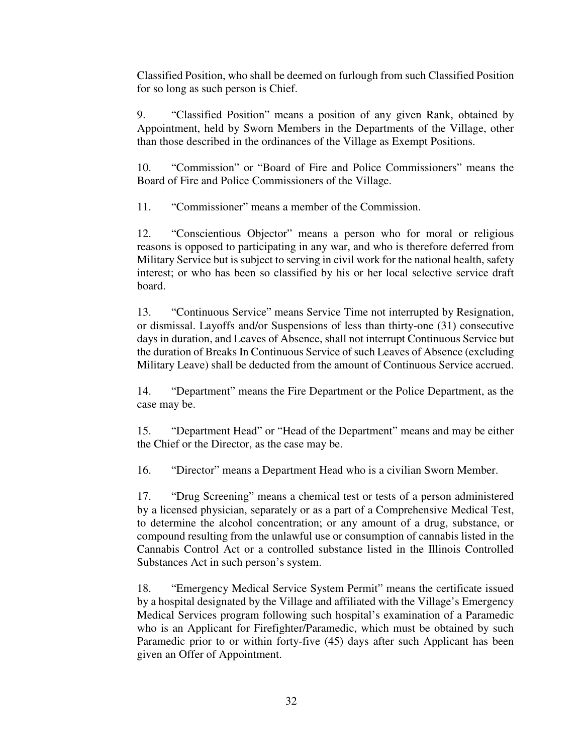Classified Position, who shall be deemed on furlough from such Classified Position for so long as such person is Chief.

9. “Classified Position” means a position of any given Rank, obtained by Appointment, held by Sworn Members in the Departments of the Village, other than those described in the ordinances of the Village as Exempt Positions.

10. “Commission” or “Board of Fire and Police Commissioners” means the Board of Fire and Police Commissioners of the Village.

11. “Commissioner” means a member of the Commission.

12. “Conscientious Objector” means a person who for moral or religious reasons is opposed to participating in any war, and who is therefore deferred from Military Service but is subject to serving in civil work for the national health, safety interest; or who has been so classified by his or her local selective service draft board.

13. “Continuous Service” means Service Time not interrupted by Resignation, or dismissal. Layoffs and/or Suspensions of less than thirty-one (31) consecutive days in duration, and Leaves of Absence, shall not interrupt Continuous Service but the duration of Breaks In Continuous Service of such Leaves of Absence (excluding Military Leave) shall be deducted from the amount of Continuous Service accrued.

14. “Department” means the Fire Department or the Police Department, as the case may be.

15. “Department Head” or “Head of the Department” means and may be either the Chief or the Director, as the case may be.

16. “Director” means a Department Head who is a civilian Sworn Member.

17. “Drug Screening” means a chemical test or tests of a person administered by a licensed physician, separately or as a part of a Comprehensive Medical Test, to determine the alcohol concentration; or any amount of a drug, substance, or compound resulting from the unlawful use or consumption of cannabis listed in the Cannabis Control Act or a controlled substance listed in the Illinois Controlled Substances Act in such person’s system.

18. “Emergency Medical Service System Permit” means the certificate issued by a hospital designated by the Village and affiliated with the Village’s Emergency Medical Services program following such hospital’s examination of a Paramedic who is an Applicant for Firefighter/Paramedic, which must be obtained by such Paramedic prior to or within forty-five (45) days after such Applicant has been given an Offer of Appointment.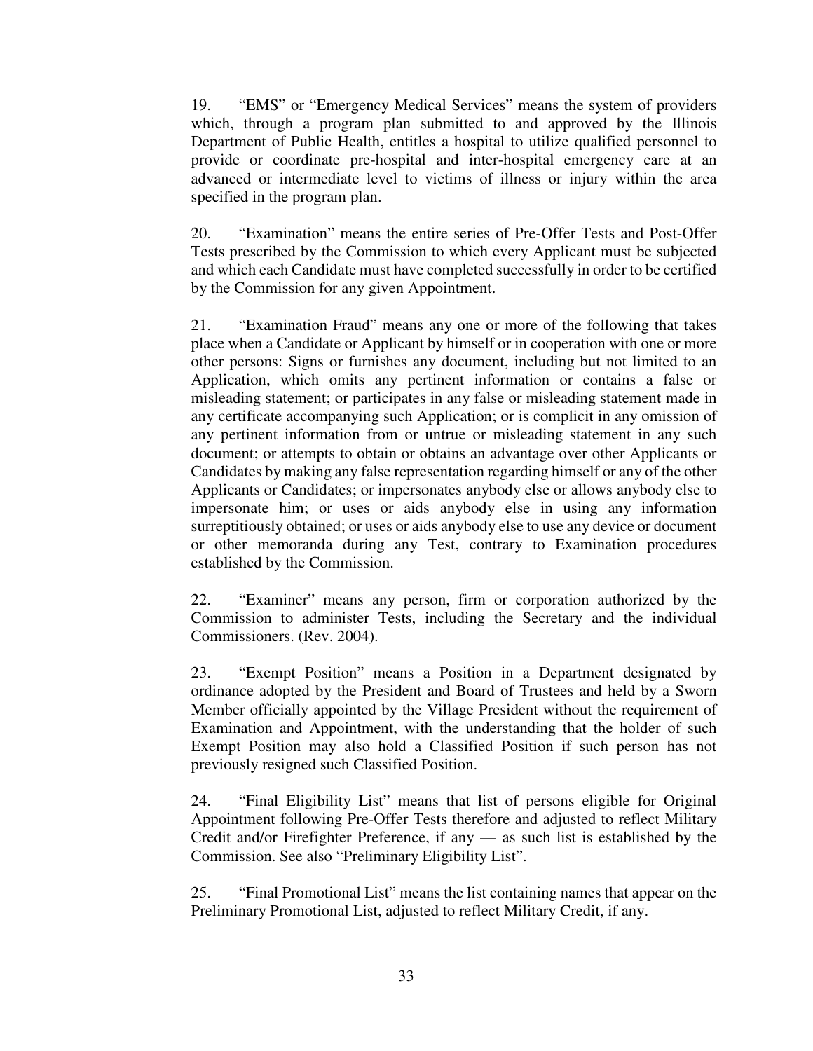19. "EMS" or "Emergency Medical Services" means the system of providers which, through a program plan submitted to and approved by the Illinois Department of Public Health, entitles a hospital to utilize qualified personnel to provide or coordinate pre-hospital and inter-hospital emergency care at an advanced or intermediate level to victims of illness or injury within the area specified in the program plan.

20. "Examination" means the entire series of Pre-Offer Tests and Post-Offer Tests prescribed by the Commission to which every Applicant must be subjected and which each Candidate must have completed successfully in order to be certified by the Commission for any given Appointment.

21. "Examination Fraud" means any one or more of the following that takes place when a Candidate or Applicant by himself or in cooperation with one or more other persons: Signs or furnishes any document, including but not limited to an Application, which omits any pertinent information or contains a false or misleading statement; or participates in any false or misleading statement made in any certificate accompanying such Application; or is complicit in any omission of any pertinent information from or untrue or misleading statement in any such document; or attempts to obtain or obtains an advantage over other Applicants or Candidates by making any false representation regarding himself or any of the other Applicants or Candidates; or impersonates anybody else or allows anybody else to impersonate him; or uses or aids anybody else in using any information surreptitiously obtained; or uses or aids anybody else to use any device or document or other memoranda during any Test, contrary to Examination procedures established by the Commission.

22. "Examiner" means any person, firm or corporation authorized by the Commission to administer Tests, including the Secretary and the individual Commissioners. (Rev. 2004).

23. "Exempt Position" means a Position in a Department designated by ordinance adopted by the President and Board of Trustees and held by a Sworn Member officially appointed by the Village President without the requirement of Examination and Appointment, with the understanding that the holder of such Exempt Position may also hold a Classified Position if such person has not previously resigned such Classified Position.

24. "Final Eligibility List" means that list of persons eligible for Original Appointment following Pre-Offer Tests therefore and adjusted to reflect Military Credit and/or Firefighter Preference, if any — as such list is established by the Commission. See also "Preliminary Eligibility List".

25. "Final Promotional List" means the list containing names that appear on the Preliminary Promotional List, adjusted to reflect Military Credit, if any.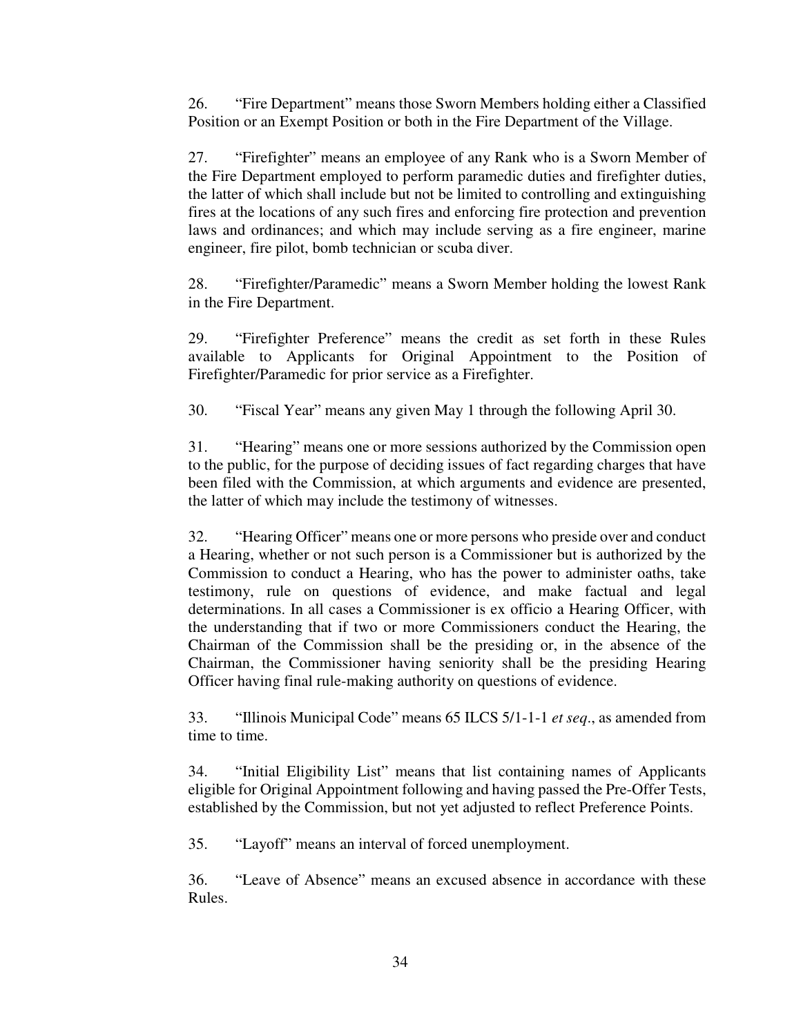26. "Fire Department" means those Sworn Members holding either a Classified Position or an Exempt Position or both in the Fire Department of the Village.

27. "Firefighter" means an employee of any Rank who is a Sworn Member of the Fire Department employed to perform paramedic duties and firefighter duties, the latter of which shall include but not be limited to controlling and extinguishing fires at the locations of any such fires and enforcing fire protection and prevention laws and ordinances; and which may include serving as a fire engineer, marine engineer, fire pilot, bomb technician or scuba diver.

28. "Firefighter/Paramedic" means a Sworn Member holding the lowest Rank in the Fire Department.

29. "Firefighter Preference" means the credit as set forth in these Rules available to Applicants for Original Appointment to the Position of Firefighter/Paramedic for prior service as a Firefighter.

30. "Fiscal Year" means any given May 1 through the following April 30.

31. "Hearing" means one or more sessions authorized by the Commission open to the public, for the purpose of deciding issues of fact regarding charges that have been filed with the Commission, at which arguments and evidence are presented, the latter of which may include the testimony of witnesses.

32. "Hearing Officer" means one or more persons who preside over and conduct a Hearing, whether or not such person is a Commissioner but is authorized by the Commission to conduct a Hearing, who has the power to administer oaths, take testimony, rule on questions of evidence, and make factual and legal determinations. In all cases a Commissioner is ex officio a Hearing Officer, with the understanding that if two or more Commissioners conduct the Hearing, the Chairman of the Commission shall be the presiding or, in the absence of the Chairman, the Commissioner having seniority shall be the presiding Hearing Officer having final rule-making authority on questions of evidence.

33. "Illinois Municipal Code" means 65 ILCS 5/1-1-1 *et seq*., as amended from time to time.

34. "Initial Eligibility List" means that list containing names of Applicants eligible for Original Appointment following and having passed the Pre-Offer Tests, established by the Commission, but not yet adjusted to reflect Preference Points.

35. "Layoff" means an interval of forced unemployment.

36. "Leave of Absence" means an excused absence in accordance with these Rules.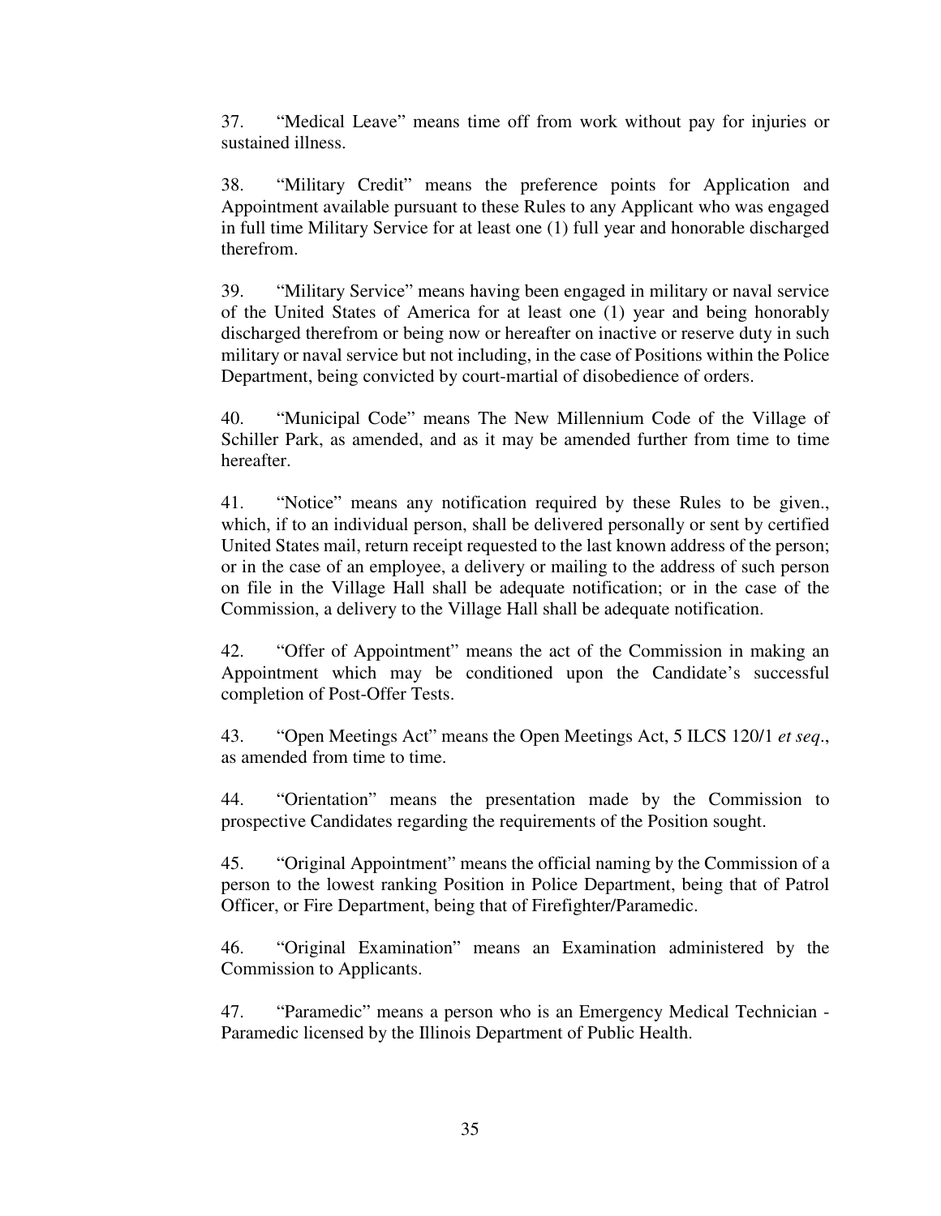37. "Medical Leave" means time off from work without pay for injuries or sustained illness.

38. "Military Credit" means the preference points for Application and Appointment available pursuant to these Rules to any Applicant who was engaged in full time Military Service for at least one (1) full year and honorable discharged therefrom.

39. "Military Service" means having been engaged in military or naval service of the United States of America for at least one (1) year and being honorably discharged therefrom or being now or hereafter on inactive or reserve duty in such military or naval service but not including, in the case of Positions within the Police Department, being convicted by court-martial of disobedience of orders.

40. "Municipal Code" means The New Millennium Code of the Village of Schiller Park, as amended, and as it may be amended further from time to time hereafter.

41. "Notice" means any notification required by these Rules to be given., which, if to an individual person, shall be delivered personally or sent by certified United States mail, return receipt requested to the last known address of the person; or in the case of an employee, a delivery or mailing to the address of such person on file in the Village Hall shall be adequate notification; or in the case of the Commission, a delivery to the Village Hall shall be adequate notification.

42. "Offer of Appointment" means the act of the Commission in making an Appointment which may be conditioned upon the Candidate's successful completion of Post-Offer Tests.

43. "Open Meetings Act" means the Open Meetings Act, 5 ILCS 120/1 *et seq*., as amended from time to time.

44. "Orientation" means the presentation made by the Commission to prospective Candidates regarding the requirements of the Position sought.

45. "Original Appointment" means the official naming by the Commission of a person to the lowest ranking Position in Police Department, being that of Patrol Officer, or Fire Department, being that of Firefighter/Paramedic.

46. "Original Examination" means an Examination administered by the Commission to Applicants.

47. "Paramedic" means a person who is an Emergency Medical Technician - Paramedic licensed by the Illinois Department of Public Health.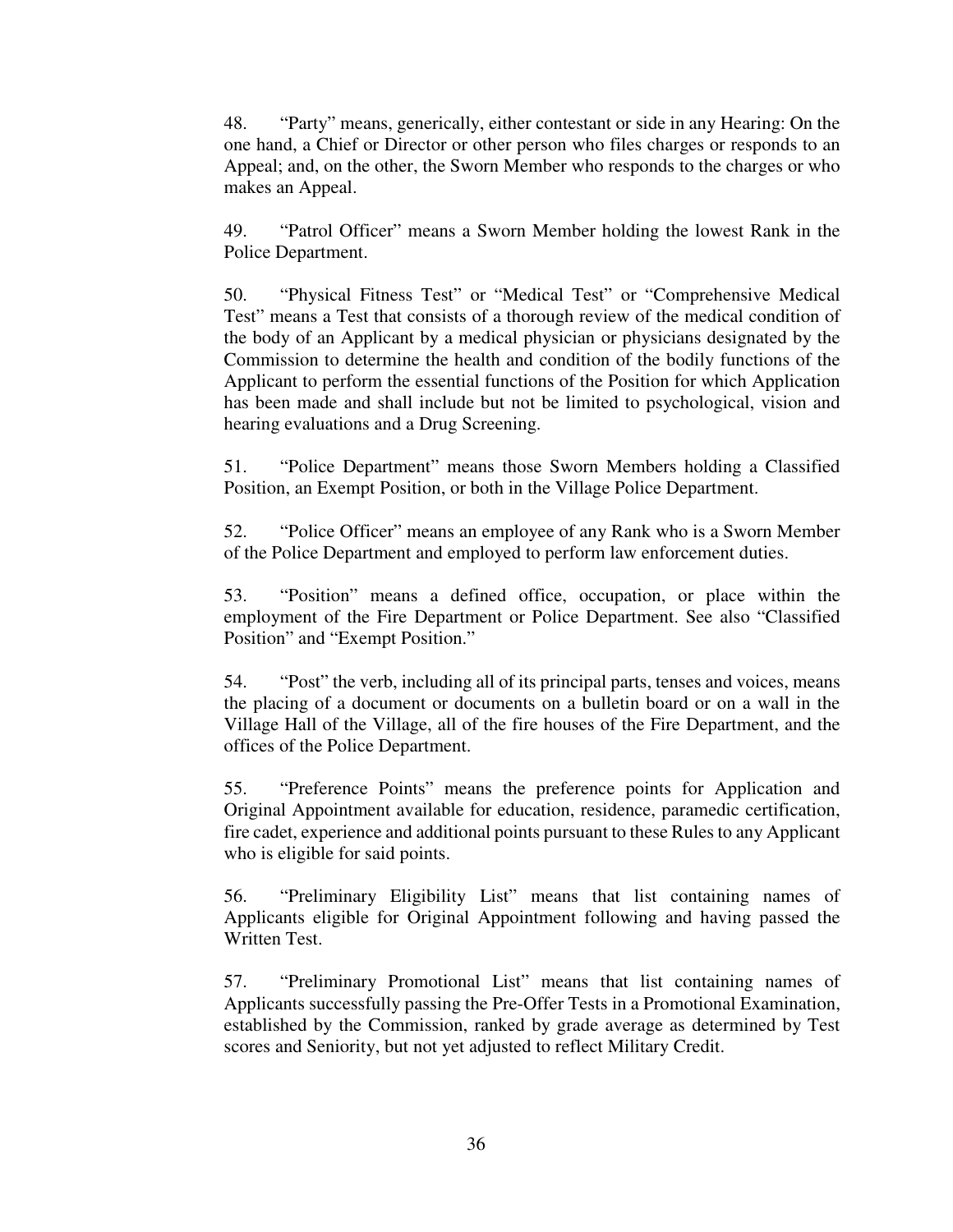48. “Party” means, generically, either contestant or side in any Hearing: On the one hand, a Chief or Director or other person who files charges or responds to an Appeal; and, on the other, the Sworn Member who responds to the charges or who makes an Appeal.

49. “Patrol Officer” means a Sworn Member holding the lowest Rank in the Police Department.

50. “Physical Fitness Test” or “Medical Test” or “Comprehensive Medical Test” means a Test that consists of a thorough review of the medical condition of the body of an Applicant by a medical physician or physicians designated by the Commission to determine the health and condition of the bodily functions of the Applicant to perform the essential functions of the Position for which Application has been made and shall include but not be limited to psychological, vision and hearing evaluations and a Drug Screening.

51. “Police Department” means those Sworn Members holding a Classified Position, an Exempt Position, or both in the Village Police Department.

52. “Police Officer” means an employee of any Rank who is a Sworn Member of the Police Department and employed to perform law enforcement duties.

53. “Position” means a defined office, occupation, or place within the employment of the Fire Department or Police Department. See also “Classified Position” and “Exempt Position.”

54. “Post” the verb, including all of its principal parts, tenses and voices, means the placing of a document or documents on a bulletin board or on a wall in the Village Hall of the Village, all of the fire houses of the Fire Department, and the offices of the Police Department.

55. “Preference Points” means the preference points for Application and Original Appointment available for education, residence, paramedic certification, fire cadet, experience and additional points pursuant to these Rules to any Applicant who is eligible for said points.

56. “Preliminary Eligibility List” means that list containing names of Applicants eligible for Original Appointment following and having passed the Written Test.

57. “Preliminary Promotional List” means that list containing names of Applicants successfully passing the Pre-Offer Tests in a Promotional Examination, established by the Commission, ranked by grade average as determined by Test scores and Seniority, but not yet adjusted to reflect Military Credit.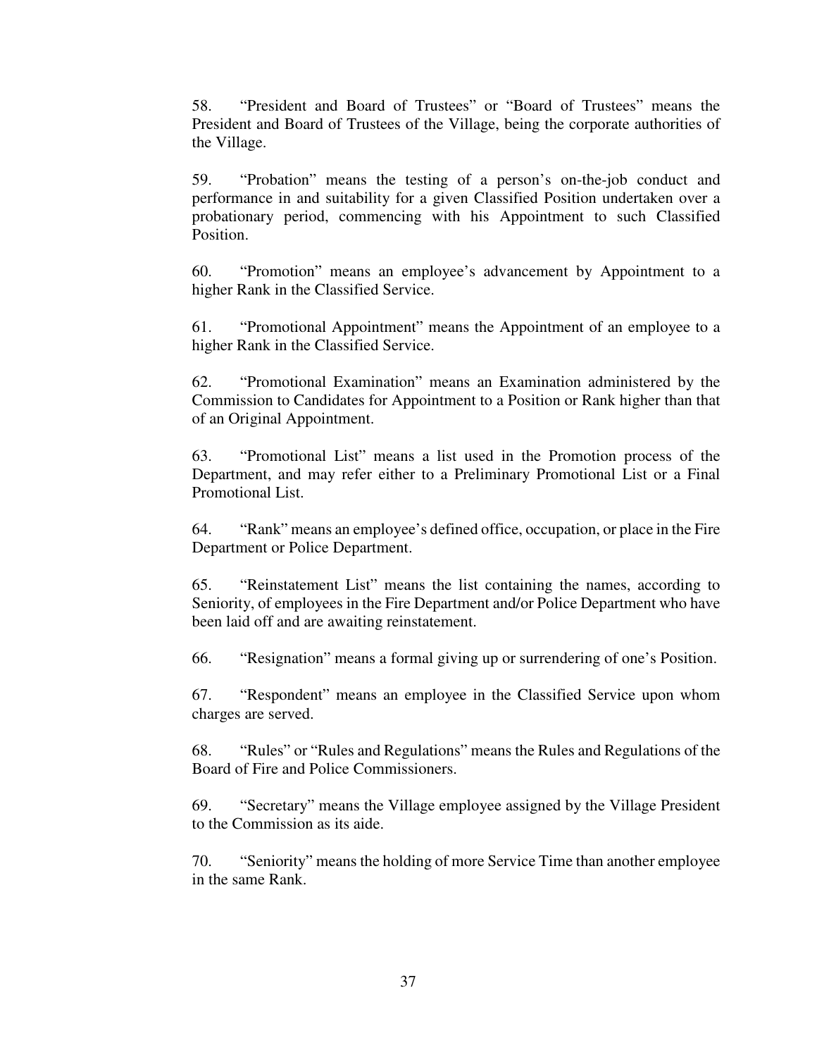58. "President and Board of Trustees" or "Board of Trustees" means the President and Board of Trustees of the Village, being the corporate authorities of the Village.

59. "Probation" means the testing of a person's on-the-job conduct and performance in and suitability for a given Classified Position undertaken over a probationary period, commencing with his Appointment to such Classified Position.

60. "Promotion" means an employee's advancement by Appointment to a higher Rank in the Classified Service.

61. "Promotional Appointment" means the Appointment of an employee to a higher Rank in the Classified Service.

62. "Promotional Examination" means an Examination administered by the Commission to Candidates for Appointment to a Position or Rank higher than that of an Original Appointment.

63. "Promotional List" means a list used in the Promotion process of the Department, and may refer either to a Preliminary Promotional List or a Final Promotional List.

64. "Rank" means an employee's defined office, occupation, or place in the Fire Department or Police Department.

65. "Reinstatement List" means the list containing the names, according to Seniority, of employees in the Fire Department and/or Police Department who have been laid off and are awaiting reinstatement.

66. "Resignation" means a formal giving up or surrendering of one's Position.

67. "Respondent" means an employee in the Classified Service upon whom charges are served.

68. "Rules" or "Rules and Regulations" means the Rules and Regulations of the Board of Fire and Police Commissioners.

69. "Secretary" means the Village employee assigned by the Village President to the Commission as its aide.

70. "Seniority" means the holding of more Service Time than another employee in the same Rank.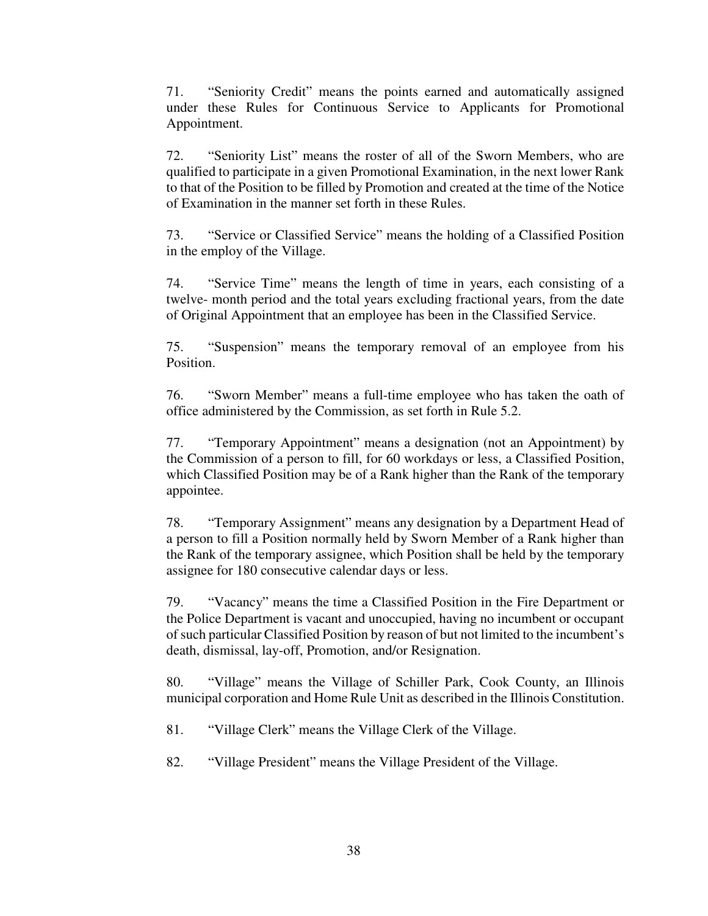71. "Seniority Credit" means the points earned and automatically assigned under these Rules for Continuous Service to Applicants for Promotional Appointment.

72. "Seniority List" means the roster of all of the Sworn Members, who are qualified to participate in a given Promotional Examination, in the next lower Rank to that of the Position to be filled by Promotion and created at the time of the Notice of Examination in the manner set forth in these Rules.

73. "Service or Classified Service" means the holding of a Classified Position in the employ of the Village.

74. "Service Time" means the length of time in years, each consisting of a twelve- month period and the total years excluding fractional years, from the date of Original Appointment that an employee has been in the Classified Service.

75. "Suspension" means the temporary removal of an employee from his Position.

76. "Sworn Member" means a full-time employee who has taken the oath of office administered by the Commission, as set forth in Rule 5.2.

77. "Temporary Appointment" means a designation (not an Appointment) by the Commission of a person to fill, for 60 workdays or less, a Classified Position, which Classified Position may be of a Rank higher than the Rank of the temporary appointee.

78. "Temporary Assignment" means any designation by a Department Head of a person to fill a Position normally held by Sworn Member of a Rank higher than the Rank of the temporary assignee, which Position shall be held by the temporary assignee for 180 consecutive calendar days or less.

79. "Vacancy" means the time a Classified Position in the Fire Department or the Police Department is vacant and unoccupied, having no incumbent or occupant of such particular Classified Position by reason of but not limited to the incumbent's death, dismissal, lay-off, Promotion, and/or Resignation.

80. "Village" means the Village of Schiller Park, Cook County, an Illinois municipal corporation and Home Rule Unit as described in the Illinois Constitution.

81. "Village Clerk" means the Village Clerk of the Village.

82. "Village President" means the Village President of the Village.